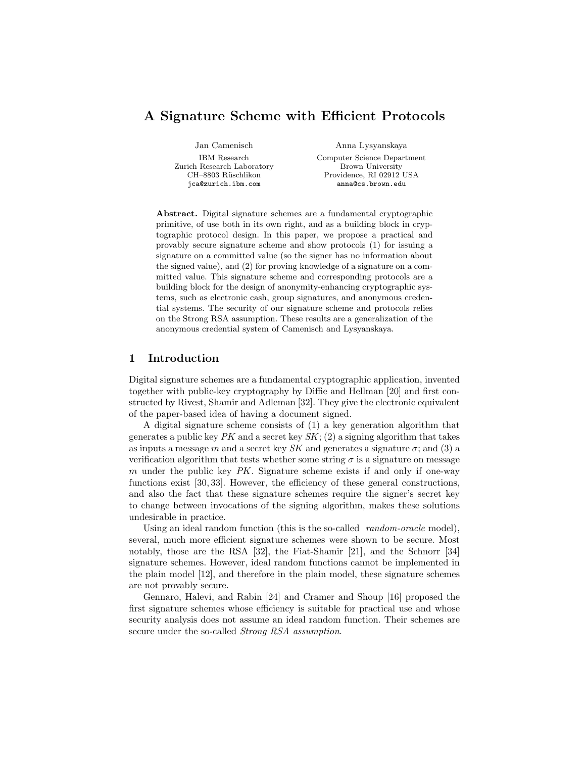# A Signature Scheme with Efficient Protocols

Jan Camenisch
IBM Research
Zurich Research Laboratory
CH–8803 Rüschlikon
jca@zurich.ibm.com

Anna Lysyanskaya
Computer Science Department
Brown University
Providence, RI 02912 USA
anna@cs.brown.edu

**Abstract.** Digital signature schemes are a fundamental cryptographic primitive, of use both in its own right, and as a building block in cryptographic protocol design. In this paper, we propose a practical and provably secure signature scheme and show protocols (1) for issuing a signature on a committed value (so the signer has no information about the signed value), and (2) for proving knowledge of a signature on a committed value. This signature scheme and corresponding protocols are a building block for the design of anonymity-enhancing cryptographic systems, such as electronic cash, group signatures, and anonymous credential systems. The security of our signature scheme and protocols relies on the Strong RSA assumption. These results are a generalization of the anonymous credential system of Camenisch and Lysyanskaya.

## 1 Introduction

Digital signature schemes are a fundamental cryptographic application, invented together with public-key cryptography by Diffie and Hellman [20] and first constructed by Rivest, Shamir and Adleman [32]. They give the electronic equivalent of the paper-based idea of having a document signed.

A digital signature scheme consists of (1) a key generation algorithm that generates a public key $PK$ and a secret key $SK$; (2) a signing algorithm that takes as inputs a message $m$ and a secret key $SK$ and generates a signature $\sigma$; and (3) a verification algorithm that tests whether some string $\sigma$ is a signature on message $m$ under the public key $PK$. Signature scheme exists if and only if one-way functions exist [30, 33]. However, the efficiency of these general constructions, and also the fact that these signature schemes require the signer's secret key to change between invocations of the signing algorithm, makes these solutions undesirable in practice.

Using an ideal random function (this is the so-called *random-oracle* model), several, much more efficient signature schemes were shown to be secure. Most notably, those are the RSA [32], the Fiat-Shamir [21], and the Schnorr [34] signature schemes. However, ideal random functions cannot be implemented in the plain model [12], and therefore in the plain model, these signature schemes are not provably secure.

Gennaro, Halevi, and Rabin [24] and Cramer and Shoup [16] proposed the first signature schemes whose efficiency is suitable for practical use and whose security analysis does not assume an ideal random function. Their schemes are secure under the so-called *Strong RSA assumption*.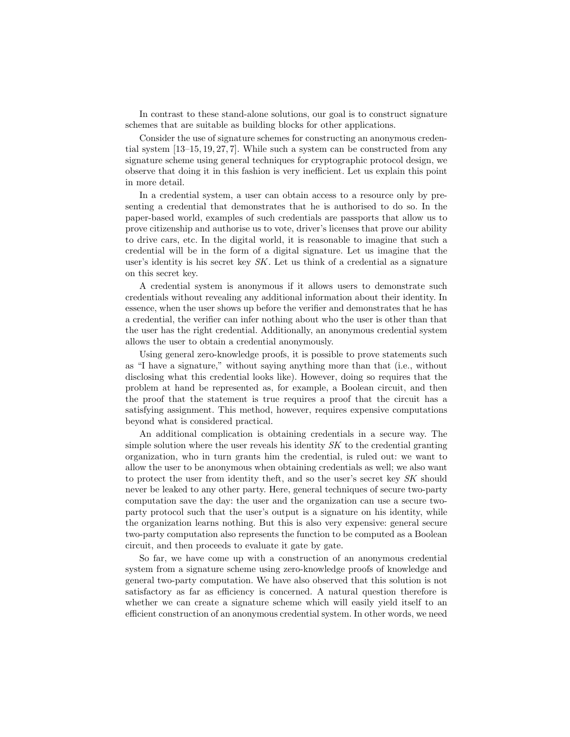In contrast to these stand-alone solutions, our goal is to construct signature schemes that are suitable as building blocks for other applications.

Consider the use of signature schemes for constructing an anonymous credential system [13–15, 19, 27, 7]. While such a system can be constructed from any signature scheme using general techniques for cryptographic protocol design, we observe that doing it in this fashion is very inefficient. Let us explain this point in more detail.

In a credential system, a user can obtain access to a resource only by presenting a credential that demonstrates that he is authorised to do so. In the paper-based world, examples of such credentials are passports that allow us to prove citizenship and authorise us to vote, driver's licenses that prove our ability to drive cars, etc. In the digital world, it is reasonable to imagine that such a credential will be in the form of a digital signature. Let us imagine that the user's identity is his secret key *SK*. Let us think of a credential as a signature on this secret key.

A credential system is anonymous if it allows users to demonstrate such credentials without revealing any additional information about their identity. In essence, when the user shows up before the verifier and demonstrates that he has a credential, the verifier can infer nothing about who the user is other than that the user has the right credential. Additionally, an anonymous credential system allows the user to obtain a credential anonymously.

Using general zero-knowledge proofs, it is possible to prove statements such as "I have a signature," without saying anything more than that (i.e., without disclosing what this credential looks like). However, doing so requires that the problem at hand be represented as, for example, a Boolean circuit, and then the proof that the statement is true requires a proof that the circuit has a satisfying assignment. This method, however, requires expensive computations beyond what is considered practical.

An additional complication is obtaining credentials in a secure way. The simple solution where the user reveals his identity *SK* to the credential granting organization, who in turn grants him the credential, is ruled out: we want to allow the user to be anonymous when obtaining credentials as well; we also want to protect the user from identity theft, and so the user's secret key *SK* should never be leaked to any other party. Here, general techniques of secure two-party computation save the day: the user and the organization can use a secure two-party protocol such that the user's output is a signature on his identity, while the organization learns nothing. But this is also very expensive: general secure two-party computation also represents the function to be computed as a Boolean circuit, and then proceeds to evaluate it gate by gate.

So far, we have come up with a construction of an anonymous credential system from a signature scheme using zero-knowledge proofs of knowledge and general two-party computation. We have also observed that this solution is not satisfactory as far as efficiency is concerned. A natural question therefore is whether we can create a signature scheme which will easily yield itself to an efficient construction of an anonymous credential system. In other words, we need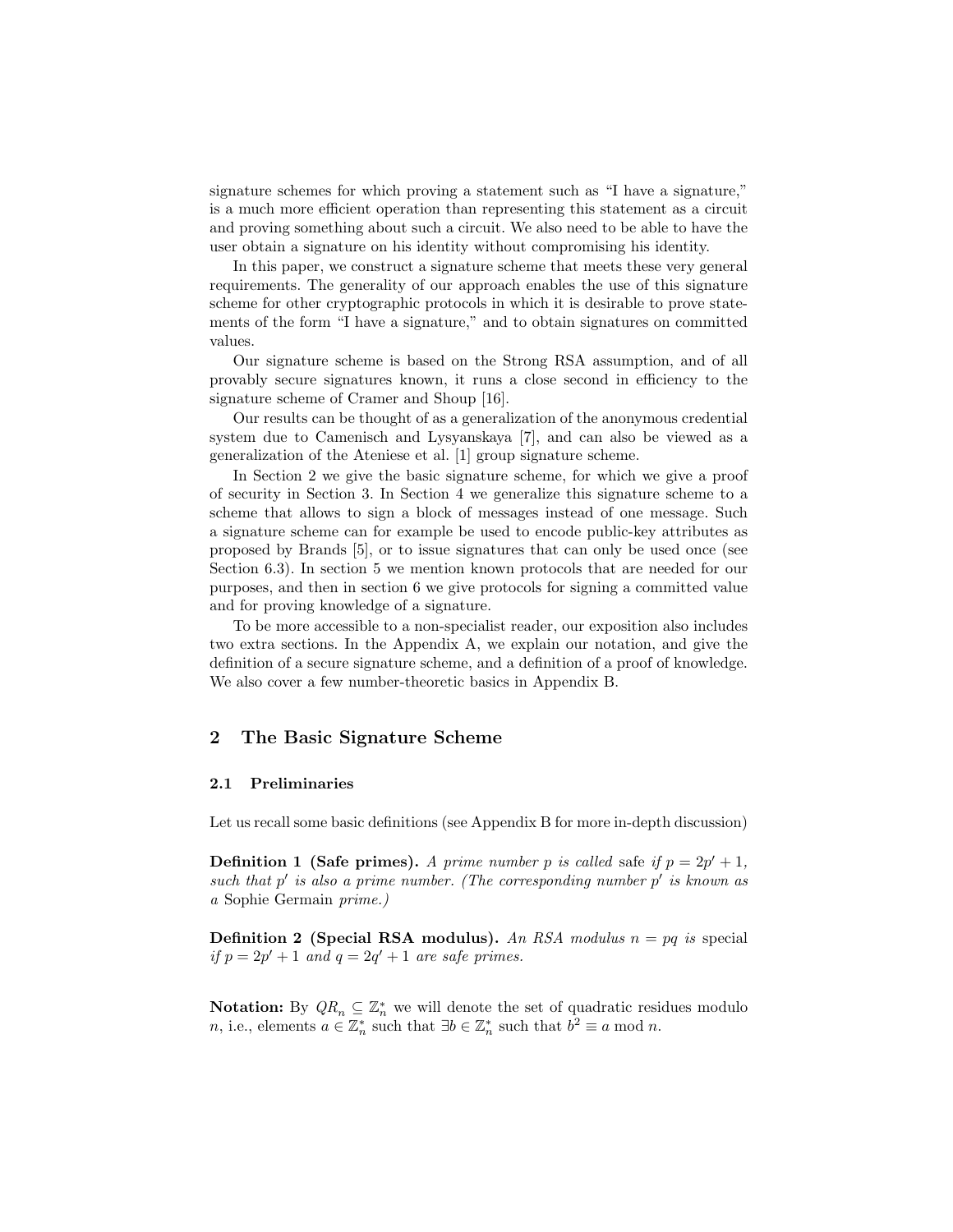signature schemes for which proving a statement such as "I have a signature," is a much more efficient operation than representing this statement as a circuit and proving something about such a circuit. We also need to be able to have the user obtain a signature on his identity without compromising his identity.

In this paper, we construct a signature scheme that meets these very general requirements. The generality of our approach enables the use of this signature scheme for other cryptographic protocols in which it is desirable to prove statements of the form "I have a signature," and to obtain signatures on committed values.

Our signature scheme is based on the Strong RSA assumption, and of all provably secure signatures known, it runs a close second in efficiency to the signature scheme of Cramer and Shoup [16].

Our results can be thought of as a generalization of the anonymous credential system due to Camenisch and Lysyanskaya [7], and can also be viewed as a generalization of the Ateniese et al. [1] group signature scheme.

In Section 2 we give the basic signature scheme, for which we give a proof of security in Section 3. In Section 4 we generalize this signature scheme to a scheme that allows to sign a block of messages instead of one message. Such a signature scheme can for example be used to encode public-key attributes as proposed by Brands [5], or to issue signatures that can only be used once (see Section 6.3). In section 5 we mention known protocols that are needed for our purposes, and then in section 6 we give protocols for signing a committed value and for proving knowledge of a signature.

To be more accessible to a non-specialist reader, our exposition also includes two extra sections. In the Appendix A, we explain our notation, and give the definition of a secure signature scheme, and a definition of a proof of knowledge. We also cover a few number-theoretic basics in Appendix B.

## 2 The Basic Signature Scheme

### 2.1 Preliminaries

Let us recall some basic definitions (see Appendix B for more in-depth discussion)

**Definition 1 (Safe primes).** *A prime number $p$ is called* safe *if $p = 2p' + 1$, such that $p'$ is also a prime number. (The corresponding number $p'$ is known as a* Sophie Germain *prime.)*

**Definition 2 (Special RSA modulus).** *An RSA modulus $n = pq$ is* special *if $p = 2p' + 1$ and $q = 2q' + 1$ are safe primes.*

**Notation:** By $QR_n \subseteq \mathbb{Z}_n^*$ we will denote the set of quadratic residues modulo $n$, i.e., elements $a \in \mathbb{Z}_n^*$ such that $\exists b \in \mathbb{Z}_n^*$ such that $b^2 \equiv a \bmod n$.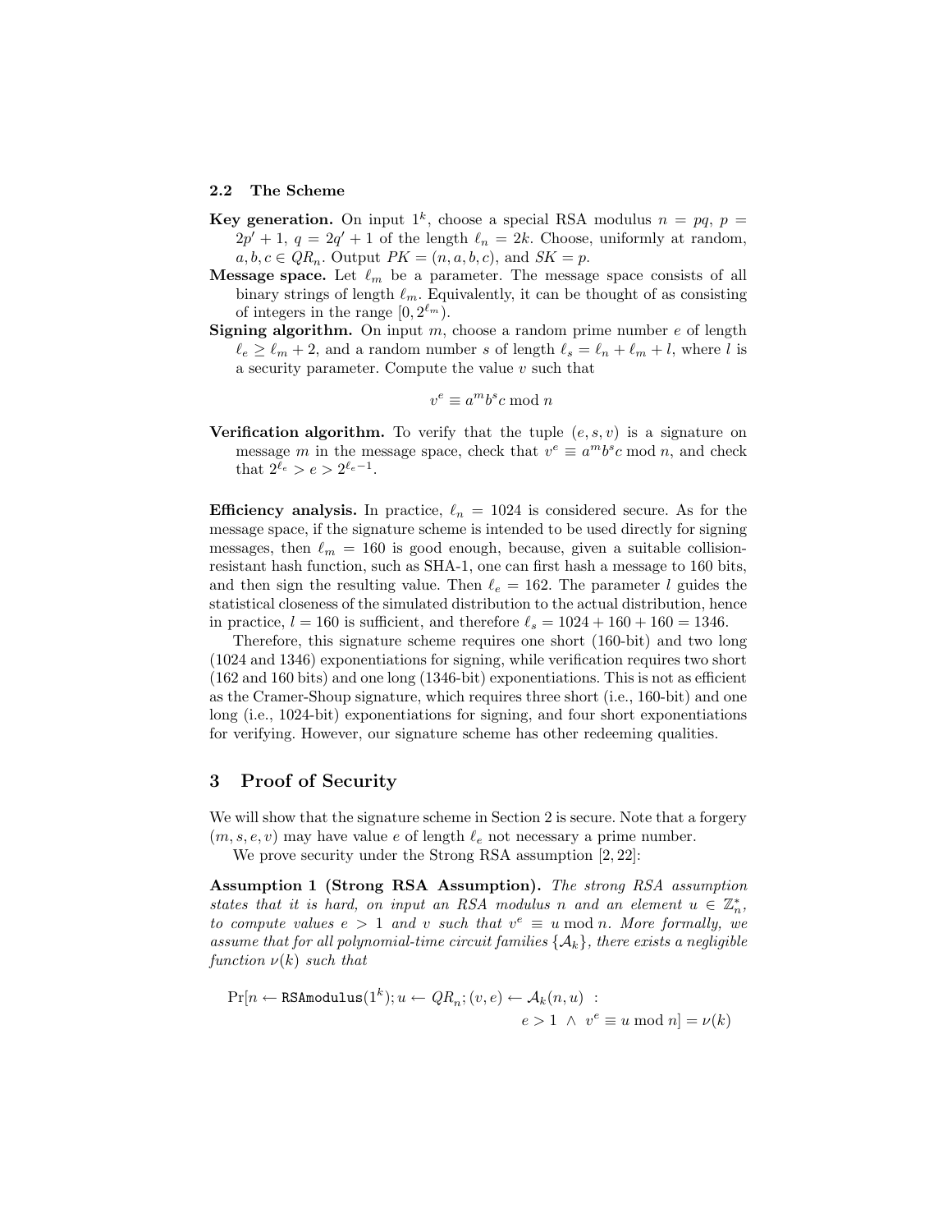### 2.2 The Scheme

**Key generation.** On input $1^k$, choose a special RSA modulus $n = pq$, $p = 2p' + 1$, $q = 2q' + 1$ of the length $\ell_n = 2k$. Choose, uniformly at random, $a, b, c \in QR_n$. Output $PK = (n, a, b, c)$, and $SK = p$.

**Message space.** Let $\ell_m$ be a parameter. The message space consists of all binary strings of length $\ell_m$. Equivalently, it can be thought of as consisting of integers in the range $[0, 2^{\ell_m})$.

**Signing algorithm.** On input $m$, choose a random prime number $e$ of length $\ell_e \geq \ell_m + 2$, and a random number $s$ of length $\ell_s = \ell_n + \ell_m + l$, where $l$ is a security parameter. Compute the value $v$ such that

$$v^e \equiv a^m b^s c \bmod n$$

**Verification algorithm.** To verify that the tuple $(e, s, v)$ is a signature on message $m$ in the message space, check that $v^e \equiv a^m b^s c \bmod n$, and check that $2^{\ell_e} > e > 2^{\ell_e - 1}$.

**Efficiency analysis.** In practice, $\ell_n = 1024$ is considered secure. As for the message space, if the signature scheme is intended to be used directly for signing messages, then $\ell_m = 160$ is good enough, because, given a suitable collision-resistant hash function, such as SHA-1, one can first hash a message to 160 bits, and then sign the resulting value. Then $\ell_e = 162$. The parameter $l$ guides the statistical closeness of the simulated distribution to the actual distribution, hence in practice, $l = 160$ is sufficient, and therefore $\ell_s = 1024 + 160 + 160 = 1346$.

Therefore, this signature scheme requires one short (160-bit) and two long (1024 and 1346) exponentiations for signing, while verification requires two short (162 and 160 bits) and one long (1346-bit) exponentiations. This is not as efficient as the Cramer-Shoup signature, which requires three short (i.e., 160-bit) and one long (i.e., 1024-bit) exponentiations for signing, and four short exponentiations for verifying. However, our signature scheme has other redeeming qualities.

## 3 Proof of Security

We will show that the signature scheme in Section 2 is secure. Note that a forgery $(m, s, e, v)$ may have value $e$ of length $\ell_e$ not necessary a prime number.

We prove security under the Strong RSA assumption [2, 22]:

**Assumption 1 (Strong RSA Assumption).** *The strong RSA assumption states that it is hard, on input an RSA modulus $n$ and an element $u \in \mathbb{Z}_n^*$, to compute values $e > 1$ and $v$ such that $v^e \equiv u \bmod n$. More formally, we assume that for all polynomial-time circuit families $\{\mathcal{A}_k\}$, there exists a negligible function $\nu(k)$ such that*

$$\Pr[n \leftarrow \texttt{RSAmodulus}(1^k); u \leftarrow QR_n; (v, e) \leftarrow \mathcal{A}_k(n, u) \; : \; e > 1 \; \wedge \; v^e \equiv u \bmod n] = \nu(k)$$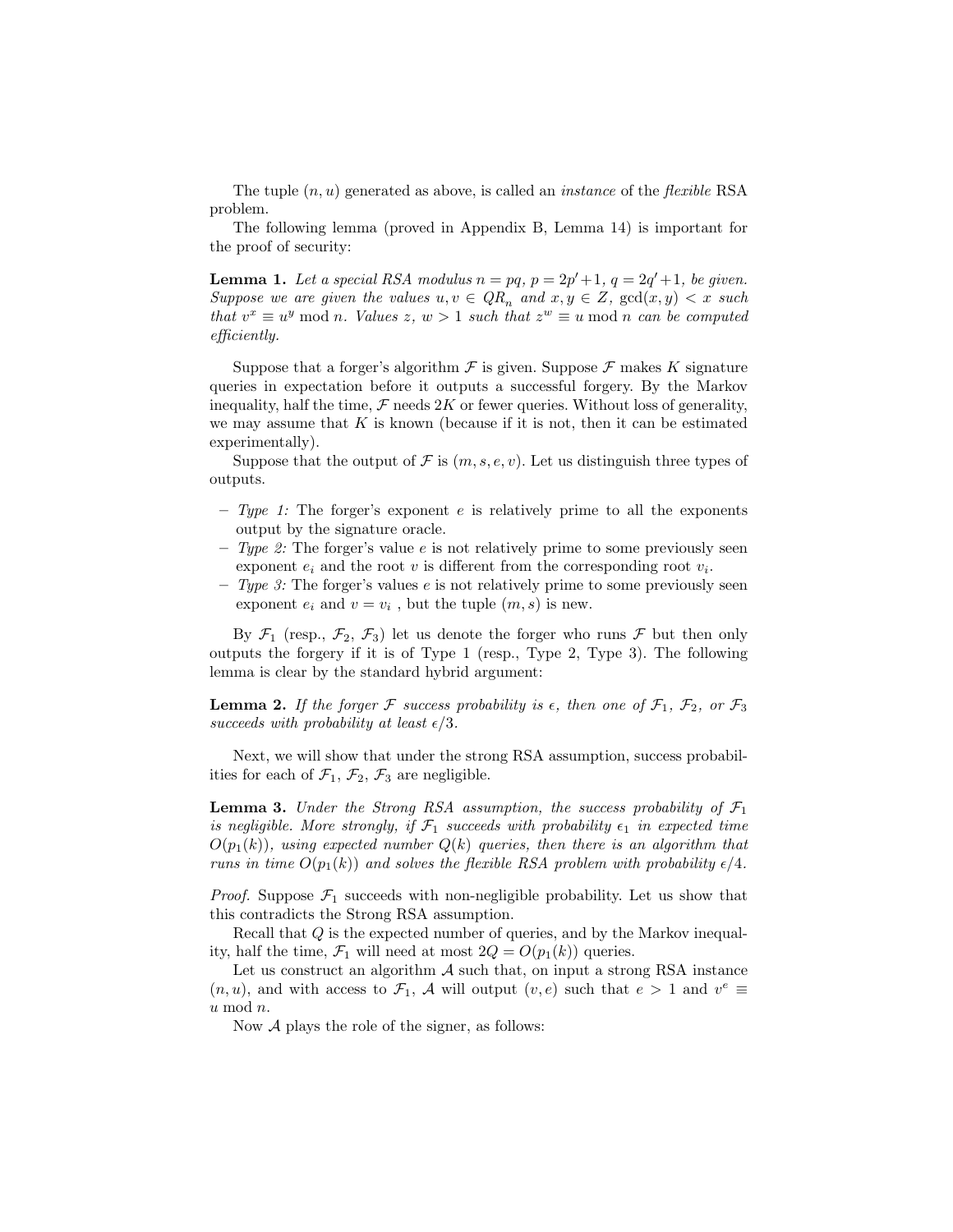The tuple $(n, u)$ generated as above, is called an *instance* of the *flexible* RSA problem.

The following lemma (proved in Appendix B, Lemma 14) is important for the proof of security:

**Lemma 1.** *Let a special RSA modulus $n = pq$, $p = 2p'+1$, $q = 2q'+1$, be given. Suppose we are given the values $u, v \in QR_n$ and $x, y \in Z$, $\gcd(x, y) < x$ such that $v^x \equiv u^y \bmod n$. Values $z$, $w > 1$ such that $z^w \equiv u \bmod n$ can be computed efficiently.*

Suppose that a forger's algorithm $\mathcal{F}$ is given. Suppose $\mathcal{F}$ makes $K$ signature queries in expectation before it outputs a successful forgery. By the Markov inequality, half the time, $\mathcal{F}$ needs $2K$ or fewer queries. Without loss of generality, we may assume that $K$ is known (because if it is not, then it can be estimated experimentally).

Suppose that the output of $\mathcal{F}$ is $(m, s, e, v)$. Let us distinguish three types of outputs.

- *Type 1:* The forger's exponent $e$ is relatively prime to all the exponents output by the signature oracle.
- *Type 2:* The forger's value $e$ is not relatively prime to some previously seen exponent $e_i$ and the root $v$ is different from the corresponding root $v_i$.
- *Type 3:* The forger's values $e$ is not relatively prime to some previously seen exponent $e_i$ and $v = v_i$ , but the tuple $(m, s)$ is new.

By $\mathcal{F}_1$ (resp., $\mathcal{F}_2$, $\mathcal{F}_3$) let us denote the forger who runs $\mathcal{F}$ but then only outputs the forgery if it is of Type 1 (resp., Type 2, Type 3). The following lemma is clear by the standard hybrid argument:

**Lemma 2.** *If the forger $\mathcal{F}$ success probability is $\epsilon$, then one of $\mathcal{F}_1$, $\mathcal{F}_2$, or $\mathcal{F}_3$ succeeds with probability at least $\epsilon/3$.*

Next, we will show that under the strong RSA assumption, success probabilities for each of $\mathcal{F}_1$, $\mathcal{F}_2$, $\mathcal{F}_3$ are negligible.

**Lemma 3.** *Under the Strong RSA assumption, the success probability of $\mathcal{F}_1$ is negligible. More strongly, if $\mathcal{F}_1$ succeeds with probability $\epsilon_1$ in expected time $O(p_1(k))$, using expected number $Q(k)$ queries, then there is an algorithm that runs in time $O(p_1(k))$ and solves the flexible RSA problem with probability $\epsilon/4$.*

*Proof.* Suppose $\mathcal{F}_1$ succeeds with non-negligible probability. Let us show that this contradicts the Strong RSA assumption.

Recall that $Q$ is the expected number of queries, and by the Markov inequality, half the time, $\mathcal{F}_1$ will need at most $2Q = O(p_1(k))$ queries.

Let us construct an algorithm $\mathcal{A}$ such that, on input a strong RSA instance $(n, u)$, and with access to $\mathcal{F}_1$, $\mathcal{A}$ will output $(v, e)$ such that $e > 1$ and $v^e \equiv u \bmod n$.

Now $\mathcal{A}$ plays the role of the signer, as follows: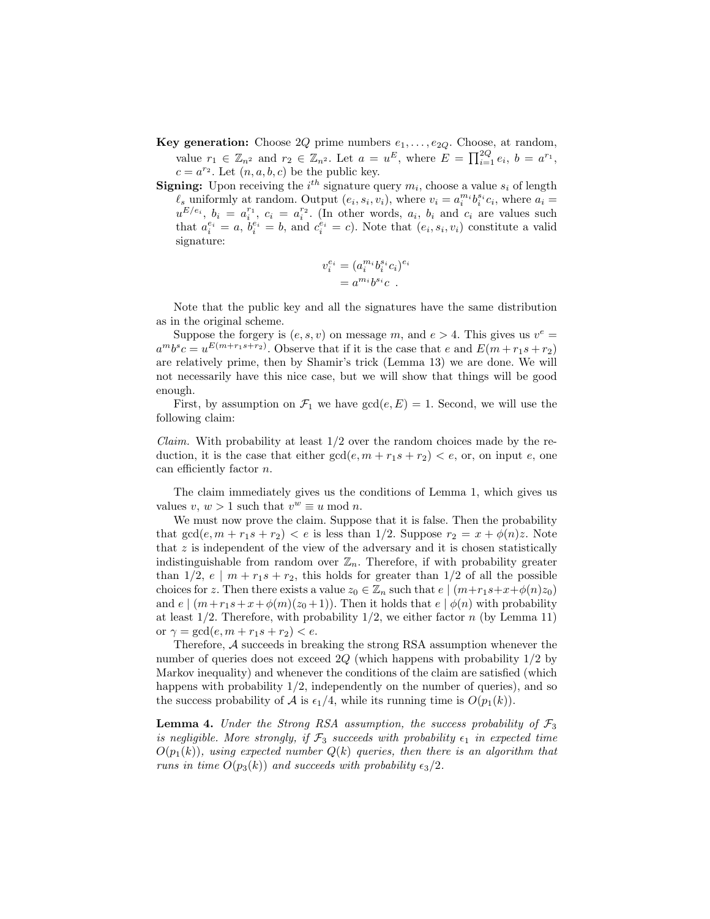**Key generation:** Choose $2Q$ prime numbers $e_1, \ldots, e_{2Q}$. Choose, at random, value $r_1 \in \mathbb{Z}_{n^2}$ and $r_2 \in \mathbb{Z}_{n^2}$. Let $a = u^E$, where $E = \prod_{i=1}^{2Q} e_i$, $b = a^{r_1}$, $c = a^{r_2}$. Let $(n, a, b, c)$ be the public key.

**Signing:** Upon receiving the $i^{th}$ signature query $m_i$, choose a value $s_i$ of length $\ell_s$ uniformly at random. Output $(e_i, s_i, v_i)$, where $v_i = a_i^{m_i} b_i^{s_i} c_i$, where $a_i = u^{E/e_i}$, $b_i = a_i^{r_1}$, $c_i = a_i^{r_2}$. (In other words, $a_i$, $b_i$ and $c_i$ are values such that $a_i^{e_i} = a$, $b_i^{e_i} = b$, and $c_i^{e_i} = c$). Note that $(e_i, s_i, v_i)$ constitute a valid signature:

$$
\begin{aligned}
v_i^{e_i} &= (a_i^{m_i} b_i^{s_i} c_i)^{e_i} \\
&= a^{m_i} b^{s_i} c \ .
\end{aligned}
$$

Note that the public key and all the signatures have the same distribution as in the original scheme.

Suppose the forgery is $(e, s, v)$ on message $m$, and $e > 4$. This gives us $v^e = a^m b^s c = u^{E(m + r_1 s + r_2)}$. Observe that if it is the case that $e$ and $E(m + r_1 s + r_2)$ are relatively prime, then by Shamir's trick (Lemma 13) we are done. We will not necessarily have this nice case, but we will show that things will be good enough.

First, by assumption on $\mathcal{F}_1$ we have $\gcd(e, E) = 1$. Second, we will use the following claim:

*Claim.* With probability at least 1/2 over the random choices made by the reduction, it is the case that either $\gcd(e, m + r_1 s + r_2) < e$, or, on input $e$, one can efficiently factor $n$.

The claim immediately gives us the conditions of Lemma 1, which gives us values $v$, $w > 1$ such that $v^w \equiv u \bmod n$.

We must now prove the claim. Suppose that it is false. Then the probability that $\gcd(e, m + r_1 s + r_2) < e$ is less than 1/2. Suppose $r_2 = x + \phi(n) z$. Note that $z$ is independent of the view of the adversary and it is chosen statistically indistinguishable from random over $\mathbb{Z}_n$. Therefore, if with probability greater than 1/2, $e \mid m + r_1 s + r_2$, this holds for greater than 1/2 of all the possible choices for $z$. Then there exists a value $z_0 \in \mathbb{Z}_n$ such that $e \mid (m + r_1 s + x + \phi(n) z_0)$ and $e \mid (m + r_1 s + x + \phi(m)(z_0 + 1))$. Then it holds that $e \mid \phi(n)$ with probability at least 1/2. Therefore, with probability 1/2, we either factor $n$ (by Lemma 11) or $\gamma = \gcd(e, m + r_1 s + r_2) < e$.

Therefore, $\mathcal{A}$ succeeds in breaking the strong RSA assumption whenever the number of queries does not exceed $2Q$ (which happens with probability 1/2 by Markov inequality) and whenever the conditions of the claim are satisfied (which happens with probability 1/2, independently on the number of queries), and so the success probability of $\mathcal{A}$ is $\epsilon_1/4$, while its running time is $O(p_1(k))$.

**Lemma 4.** *Under the Strong RSA assumption, the success probability of $\mathcal{F}_3$ is negligible. More strongly, if $\mathcal{F}_3$ succeeds with probability $\epsilon_1$ in expected time $O(p_1(k))$, using expected number $Q(k)$ queries, then there is an algorithm that runs in time $O(p_3(k))$ and succeeds with probability $\epsilon_3/2$.*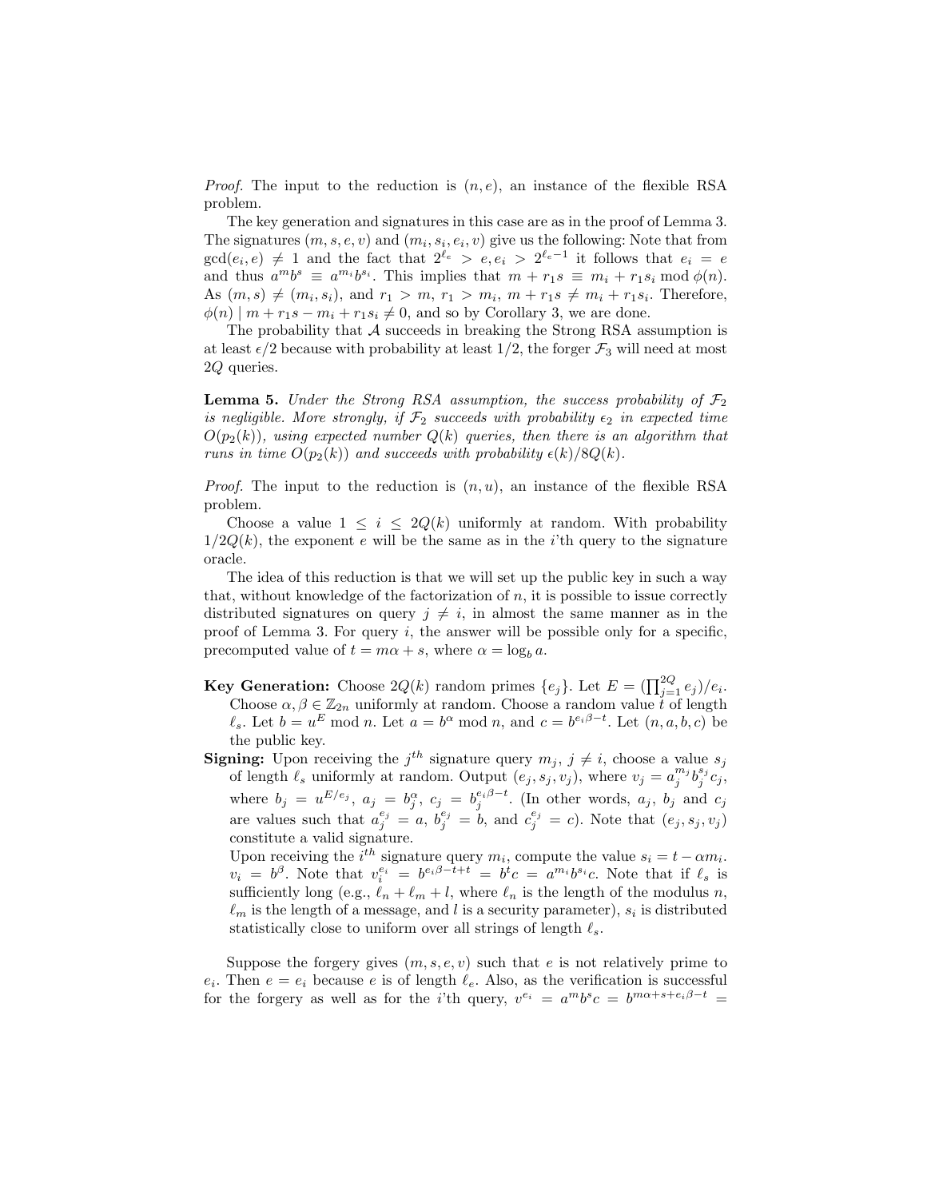*Proof.* The input to the reduction is $(n, e)$, an instance of the flexible RSA problem.

The key generation and signatures in this case are as in the proof of Lemma 3. The signatures $(m, s, e, v)$ and $(m_i, s_i, e_i, v)$ give us the following: Note that from $\gcd(e_i, e) \neq 1$ and the fact that $2^{\ell_e} > e, e_i > 2^{\ell_e - 1}$ it follows that $e_i = e$ and thus $a^m b^s \equiv a^{m_i} b^{s_i}$. This implies that $m + r_1 s \equiv m_i + r_1 s_i \bmod \phi(n)$. As $(m, s) \neq (m_i, s_i)$, and $r_1 > m$, $r_1 > m_i$, $m + r_1 s \neq m_i + r_1 s_i$. Therefore, $\phi(n) \mid m + r_1 s - m_i + r_1 s_i \neq 0$, and so by Corollary 3, we are done.

The probability that $\mathcal{A}$ succeeds in breaking the Strong RSA assumption is at least $\epsilon/2$ because with probability at least $1/2$, the forger $\mathcal{F}_3$ will need at most $2Q$ queries.

**Lemma 5.** *Under the Strong RSA assumption, the success probability of $\mathcal{F}_2$ is negligible. More strongly, if $\mathcal{F}_2$ succeeds with probability $\epsilon_2$ in expected time $O(p_2(k))$, using expected number $Q(k)$ queries, then there is an algorithm that runs in time $O(p_2(k))$ and succeeds with probability $\epsilon(k)/8Q(k)$.*

*Proof.* The input to the reduction is $(n, u)$, an instance of the flexible RSA problem.

Choose a value $1 \leq i \leq 2Q(k)$ uniformly at random. With probability $1/2Q(k)$, the exponent $e$ will be the same as in the $i$'th query to the signature oracle.

The idea of this reduction is that we will set up the public key in such a way that, without knowledge of the factorization of $n$, it is possible to issue correctly distributed signatures on query $j \neq i$, in almost the same manner as in the proof of Lemma 3. For query $i$, the answer will be possible only for a specific, precomputed value of $t = m\alpha + s$, where $\alpha = \log_b a$.

**Key Generation:** Choose $2Q(k)$ random primes $\{e_j\}$. Let $E = (\prod_{j=1}^{2Q} e_j)/e_i$. Choose $\alpha, \beta \in \mathbb{Z}_{2n}$ uniformly at random. Choose a random value $t$ of length $\ell_s$. Let $b = u^E \bmod n$. Let $a = b^\alpha \bmod n$, and $c = b^{e_i \beta - t}$. Let $(n, a, b, c)$ be the public key.

**Signing:** Upon receiving the $j^{th}$ signature query $m_j$, $j \neq i$, choose a value $s_j$ of length $\ell_s$ uniformly at random. Output $(e_j, s_j, v_j)$, where $v_j = a_j^{m_j} b_j^{s_j} c_j$, where $b_j = u^{E/e_j}$, $a_j = b_j^\alpha$, $c_j = b_j^{e_i \beta - t}$. (In other words, $a_j$, $b_j$ and $c_j$ are values such that $a_j^{e_j} = a$, $b_j^{e_j} = b$, and $c_j^{e_j} = c$). Note that $(e_j, s_j, v_j)$ constitute a valid signature.

Upon receiving the $i^{th}$ signature query $m_i$, compute the value $s_i = t - \alpha m_i$. $v_i = b^\beta$. Note that $v_i^{e_i} = b^{e_i \beta - t + t} = b^t c = a^{m_i} b^{s_i} c$. Note that if $\ell_s$ is sufficiently long (e.g., $\ell_n + \ell_m + l$, where $\ell_n$ is the length of the modulus $n$, $\ell_m$ is the length of a message, and $l$ is a security parameter), $s_i$ is distributed statistically close to uniform over all strings of length $\ell_s$.

Suppose the forgery gives $(m, s, e, v)$ such that $e$ is not relatively prime to $e_i$. Then $e = e_i$ because $e$ is of length $\ell_e$. Also, as the verification is successful for the forgery as well as for the $i$'th query, $v^{e_i} = a^m b^s c = b^{m\alpha + s + e_i \beta - t} =$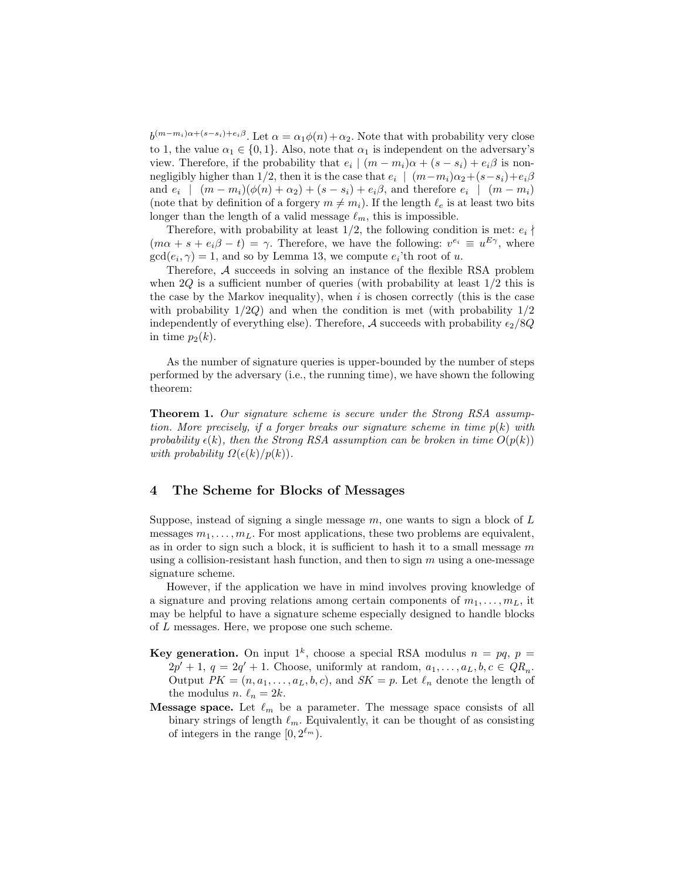$b^{(m-m_i)\alpha+(s-s_i)+e_i\beta}$. Let $\alpha = \alpha_1\phi(n)+\alpha_2$. Note that with probability very close to 1, the value $\alpha_1 \in \{0,1\}$. Also, note that $\alpha_1$ is independent on the adversary's view. Therefore, if the probability that $e_i \mid (m-m_i)\alpha + (s-s_i) + e_i\beta$ is non-negligibly higher than 1/2, then it is the case that $e_i \mid (m-m_i)\alpha_2+(s-s_i)+e_i\beta$ and $e_i \mid (m-m_i)(\phi(n)+\alpha_2)+(s-s_i)+e_i\beta$, and therefore $e_i \mid (m-m_i)$ (note that by definition of a forgery $m \neq m_i$). If the length $\ell_e$ is at least two bits longer than the length of a valid message $\ell_m$, this is impossible.

Therefore, with probability at least 1/2, the following condition is met: $e_i \nmid (m\alpha + s + e_i\beta - t) = \gamma$. Therefore, we have the following: $v^{e_i} \equiv u^{E\gamma}$, where $\gcd(e_i,\gamma) = 1$, and so by Lemma 13, we compute $e_i$'th root of $u$.

Therefore, $\mathcal{A}$ succeeds in solving an instance of the flexible RSA problem when $2Q$ is a sufficient number of queries (with probability at least 1/2 this is the case by the Markov inequality), when $i$ is chosen correctly (this is the case with probability $1/2Q$) and when the condition is met (with probability 1/2 independently of everything else). Therefore, $\mathcal{A}$ succeeds with probability $\epsilon_2/8Q$ in time $p_2(k)$.

As the number of signature queries is upper-bounded by the number of steps performed by the adversary (i.e., the running time), we have shown the following theorem:

**Theorem 1.** *Our signature scheme is secure under the Strong RSA assumption. More precisely, if a forger breaks our signature scheme in time $p(k)$ with probability $\epsilon(k)$, then the Strong RSA assumption can be broken in time $O(p(k))$ with probability $\Omega(\epsilon(k)/p(k))$.*

## 4 The Scheme for Blocks of Messages

Suppose, instead of signing a single message $m$, one wants to sign a block of $L$ messages $m_1,\ldots,m_L$. For most applications, these two problems are equivalent, as in order to sign such a block, it is sufficient to hash it to a small message $m$ using a collision-resistant hash function, and then to sign $m$ using a one-message signature scheme.

However, if the application we have in mind involves proving knowledge of a signature and proving relations among certain components of $m_1,\ldots,m_L$, it may be helpful to have a signature scheme especially designed to handle blocks of $L$ messages. Here, we propose one such scheme.

**Key generation.** On input $1^k$, choose a special RSA modulus $n = pq$, $p = 2p'+1$, $q = 2q'+1$. Choose, uniformly at random, $a_1,\ldots,a_L,b,c \in QR_n$. Output $PK = (n,a_1,\ldots,a_L,b,c)$, and $SK = p$. Let $\ell_n$ denote the length of the modulus $n$. $\ell_n = 2k$.

**Message space.** Let $\ell_m$ be a parameter. The message space consists of all binary strings of length $\ell_m$. Equivalently, it can be thought of as consisting of integers in the range $[0,2^{\ell_m})$.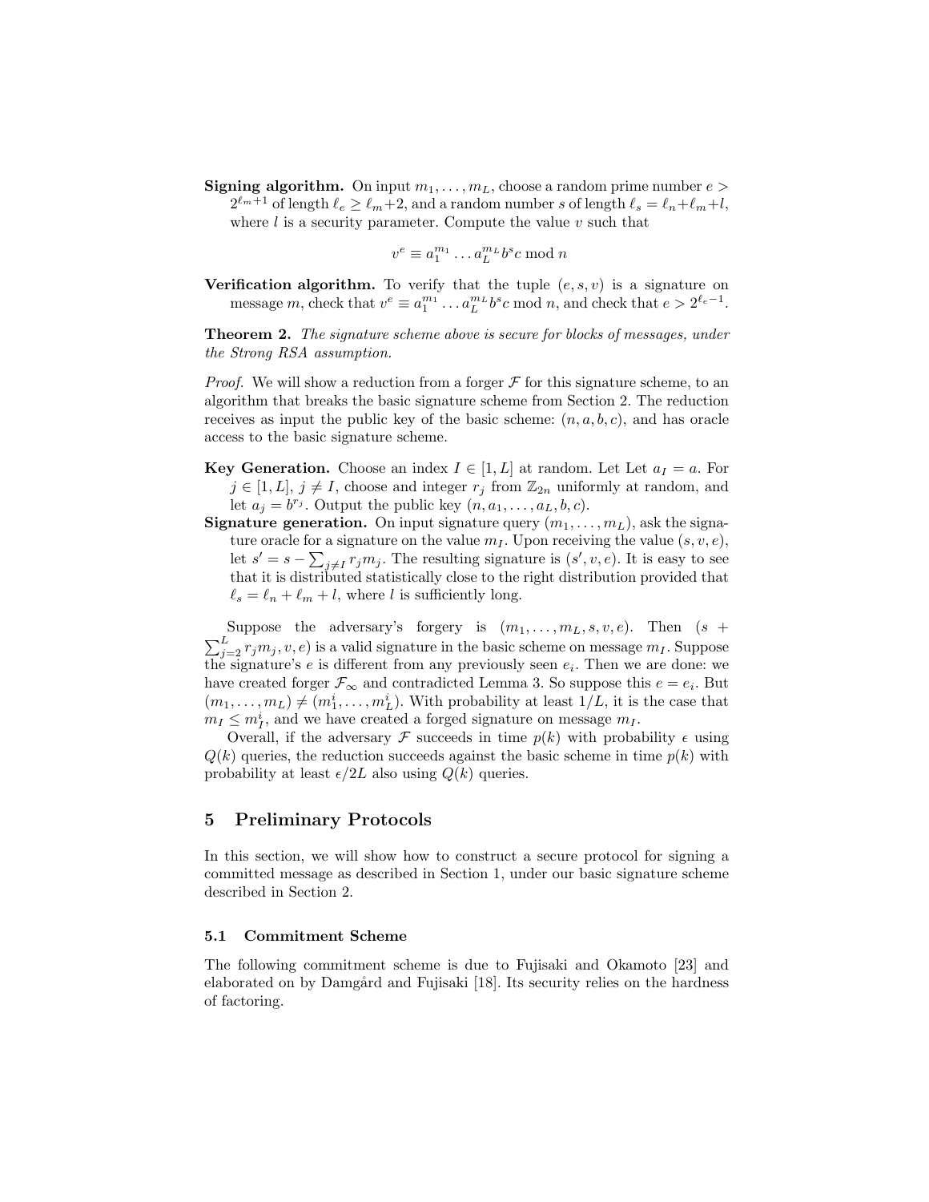**Signing algorithm.** On input $m_1, \ldots, m_L$, choose a random prime number $e > 2^{\ell_m+1}$ of length $\ell_e \geq \ell_m+2$, and a random number $s$ of length $\ell_s = \ell_n+\ell_m+l$, where $l$ is a security parameter. Compute the value $v$ such that

$$v^e \equiv a_1^{m_1} \ldots a_L^{m_L} b^s c \bmod n$$

**Verification algorithm.** To verify that the tuple $(e, s, v)$ is a signature on message $m$, check that $v^e \equiv a_1^{m_1} \ldots a_L^{m_L} b^s c \bmod n$, and check that $e > 2^{\ell_e-1}$.

**Theorem 2.** *The signature scheme above is secure for blocks of messages, under the Strong RSA assumption.*

*Proof.* We will show a reduction from a forger $\mathcal{F}$ for this signature scheme, to an algorithm that breaks the basic signature scheme from Section 2. The reduction receives as input the public key of the basic scheme: $(n, a, b, c)$, and has oracle access to the basic signature scheme.

**Key Generation.** Choose an index $I \in [1, L]$ at random. Let Let $a_I = a$. For $j \in [1, L]$, $j \neq I$, choose and integer $r_j$ from $\mathbb{Z}_{2n}$ uniformly at random, and let $a_j = b^{r_j}$. Output the public key $(n, a_1, \ldots, a_L, b, c)$.

**Signature generation.** On input signature query $(m_1, \ldots, m_L)$, ask the signature oracle for a signature on the value $m_I$. Upon receiving the value $(s, v, e)$, let $s' = s - \sum_{j \neq I} r_j m_j$. The resulting signature is $(s', v, e)$. It is easy to see that it is distributed statistically close to the right distribution provided that $\ell_s = \ell_n + \ell_m + l$, where $l$ is sufficiently long.

Suppose the adversary's forgery is $(m_1, \ldots, m_L, s, v, e)$. Then $(s + \sum_{j=2}^{L} r_j m_j, v, e)$ is a valid signature in the basic scheme on message $m_I$. Suppose the signature's $e$ is different from any previously seen $e_i$. Then we are done: we have created forger $\mathcal{F}_\infty$ and contradicted Lemma 3. So suppose this $e = e_i$. But $(m_1, \ldots, m_L) \neq (m_1^i, \ldots, m_L^i)$. With probability at least $1/L$, it is the case that $m_I \leq m_I^i$, and we have created a forged signature on message $m_I$.

Overall, if the adversary $\mathcal{F}$ succeeds in time $p(k)$ with probability $\epsilon$ using $Q(k)$ queries, the reduction succeeds against the basic scheme in time $p(k)$ with probability at least $\epsilon/2L$ also using $Q(k)$ queries.

## 5 Preliminary Protocols

In this section, we will show how to construct a secure protocol for signing a committed message as described in Section 1, under our basic signature scheme described in Section 2.

### 5.1 Commitment Scheme

The following commitment scheme is due to Fujisaki and Okamoto [23] and elaborated on by Damgård and Fujisaki [18]. Its security relies on the hardness of factoring.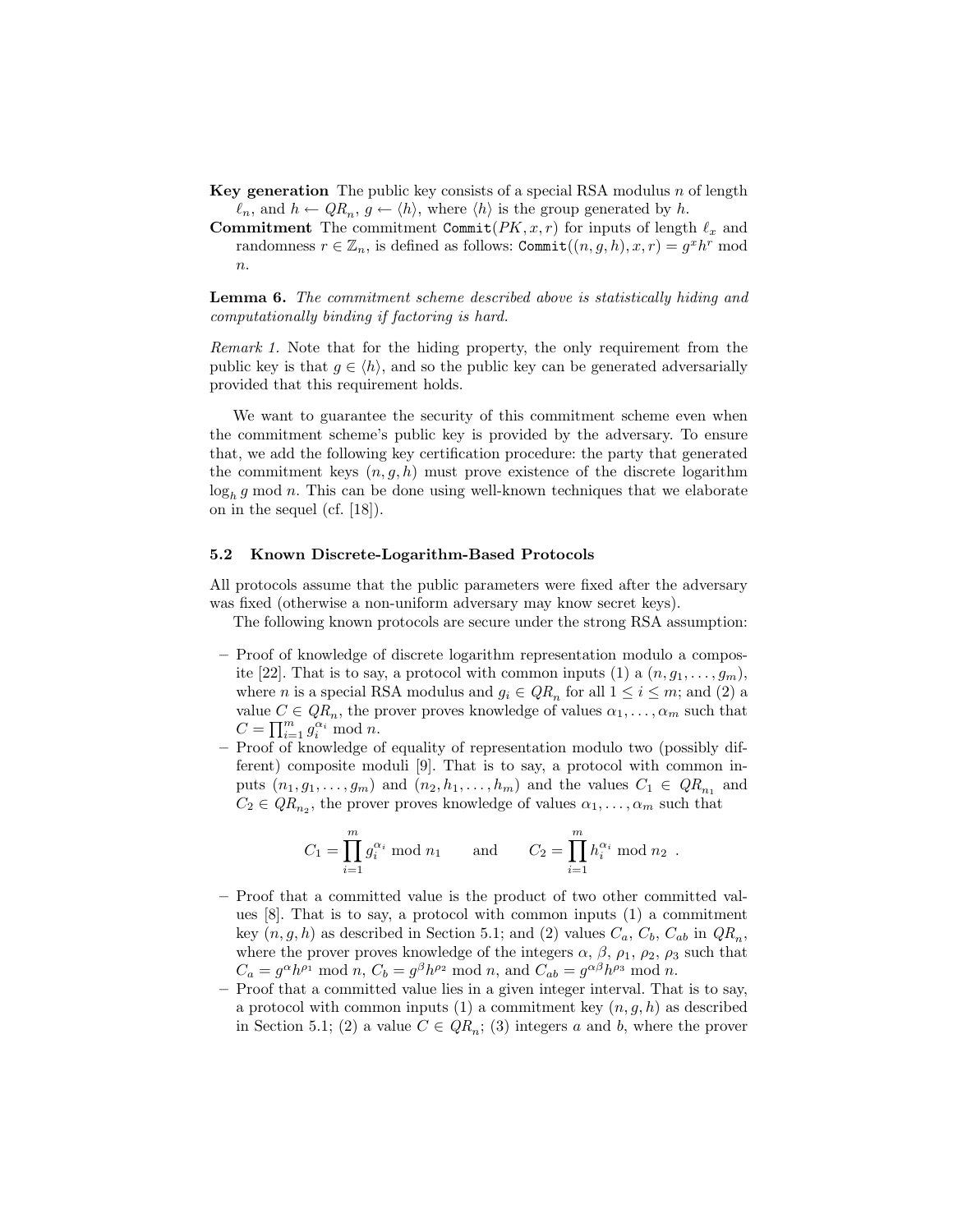**Key generation** The public key consists of a special RSA modulus $n$ of length $\ell_n$, and $h \leftarrow QR_n$, $g \leftarrow \langle h \rangle$, where $\langle h \rangle$ is the group generated by $h$.

**Commitment** The commitment $\texttt{Commit}(PK, x, r)$ for inputs of length $\ell_x$ and randomness $r \in \mathbb{Z}_n$, is defined as follows: $\texttt{Commit}((n, g, h), x, r) = g^x h^r \bmod n$.

**Lemma 6.** *The commitment scheme described above is statistically hiding and computationally binding if factoring is hard.*

*Remark 1.* Note that for the hiding property, the only requirement from the public key is that $g \in \langle h \rangle$, and so the public key can be generated adversarially provided that this requirement holds.

We want to guarantee the security of this commitment scheme even when the commitment scheme's public key is provided by the adversary. To ensure that, we add the following key certification procedure: the party that generated the commitment keys $(n, g, h)$ must prove existence of the discrete logarithm $\log_h g \bmod n$. This can be done using well-known techniques that we elaborate on in the sequel (cf. [18]).

### 5.2 Known Discrete-Logarithm-Based Protocols

All protocols assume that the public parameters were fixed after the adversary was fixed (otherwise a non-uniform adversary may know secret keys).

The following known protocols are secure under the strong RSA assumption:

- Proof of knowledge of discrete logarithm representation modulo a composite [22]. That is to say, a protocol with common inputs (1) a $(n, g_1, \ldots, g_m)$, where $n$ is a special RSA modulus and $g_i \in QR_n$ for all $1 \leq i \leq m$; and (2) a value $C \in QR_n$, the prover proves knowledge of values $\alpha_1, \ldots, \alpha_m$ such that $C = \prod_{i=1}^{m} g_i^{\alpha_i} \bmod n$.
- Proof of knowledge of equality of representation modulo two (possibly different) composite moduli [9]. That is to say, a protocol with common inputs $(n_1, g_1, \ldots, g_m)$ and $(n_2, h_1, \ldots, h_m)$ and the values $C_1 \in QR_{n_1}$ and $C_2 \in QR_{n_2}$, the prover proves knowledge of values $\alpha_1, \ldots, \alpha_m$ such that

$$C_1 = \prod_{i=1}^{m} g_i^{\alpha_i} \bmod n_1 \qquad \text{and} \qquad C_2 = \prod_{i=1}^{m} h_i^{\alpha_i} \bmod n_2 \ .$$

- Proof that a committed value is the product of two other committed values [8]. That is to say, a protocol with common inputs (1) a commitment key $(n, g, h)$ as described in Section 5.1; and (2) values $C_a$, $C_b$, $C_{ab}$ in $QR_n$, where the prover proves knowledge of the integers $\alpha$, $\beta$, $\rho_1$, $\rho_2$, $\rho_3$ such that $C_a = g^{\alpha} h^{\rho_1} \bmod n$, $C_b = g^{\beta} h^{\rho_2} \bmod n$, and $C_{ab} = g^{\alpha\beta} h^{\rho_3} \bmod n$.
- Proof that a committed value lies in a given integer interval. That is to say, a protocol with common inputs (1) a commitment key $(n, g, h)$ as described in Section 5.1; (2) a value $C \in QR_n$; (3) integers $a$ and $b$, where the prover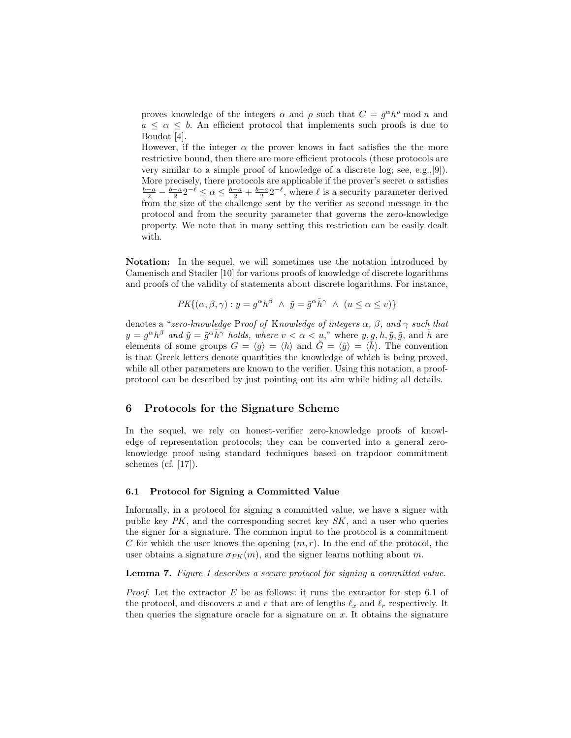proves knowledge of the integers $\alpha$ and $\rho$ such that $C = g^\alpha h^\rho \bmod n$ and $a \leq \alpha \leq b$. An efficient protocol that implements such proofs is due to Boudot [4].

However, if the integer $\alpha$ the prover knows in fact satisfies the the more restrictive bound, then there are more efficient protocols (these protocols are very similar to a simple proof of knowledge of a discrete log; see, e.g.,[9]). More precisely, there protocols are applicable if the prover's secret $\alpha$ satisfies $\frac{b-a}{2} - \frac{b-a}{2}2^{-\ell} \leq \alpha \leq \frac{b-a}{2} + \frac{b-a}{2}2^{-\ell}$, where $\ell$ is a security parameter derived from the size of the challenge sent by the verifier as second message in the protocol and from the security parameter that governs the zero-knowledge property. We note that in many setting this restriction can be easily dealt with.

**Notation:** In the sequel, we will sometimes use the notation introduced by Camenisch and Stadler [10] for various proofs of knowledge of discrete logarithms and proofs of the validity of statements about discrete logarithms. For instance,

$$PK\{(\alpha, \beta, \gamma) : y = g^\alpha h^\beta \ \wedge \ \tilde{y} = \tilde{g}^\alpha \tilde{h}^\gamma \ \wedge \ (u \leq \alpha \leq v)\}$$

denotes a "*zero-knowledge* P*roof of* K*nowledge of integers $\alpha$, $\beta$, and $\gamma$ such that $y = g^\alpha h^\beta$ and $\tilde{y} = \tilde{g}^\alpha \tilde{h}^\gamma$ holds, where $v < \alpha < u$*," where $y, g, h, \tilde{y}, \tilde{g}$, and $\tilde{h}$ are elements of some groups $G = \langle g \rangle = \langle h \rangle$ and $\tilde{G} = \langle \tilde{g} \rangle = \langle \tilde{h} \rangle$. The convention is that Greek letters denote quantities the knowledge of which is being proved, while all other parameters are known to the verifier. Using this notation, a proof-protocol can be described by just pointing out its aim while hiding all details.

## 6 Protocols for the Signature Scheme

In the sequel, we rely on honest-verifier zero-knowledge proofs of knowledge of representation protocols; they can be converted into a general zero-knowledge proof using standard techniques based on trapdoor commitment schemes (cf. [17]).

### 6.1 Protocol for Signing a Committed Value

Informally, in a protocol for signing a committed value, we have a signer with public key $PK$, and the corresponding secret key $SK$, and a user who queries the signer for a signature. The common input to the protocol is a commitment $C$ for which the user knows the opening $(m, r)$. In the end of the protocol, the user obtains a signature $\sigma_{PK}(m)$, and the signer learns nothing about $m$.

**Lemma 7.** *Figure 1 describes a secure protocol for signing a committed value.*

*Proof.* Let the extractor $E$ be as follows: it runs the extractor for step 6.1 of the protocol, and discovers $x$ and $r$ that are of lengths $\ell_x$ and $\ell_r$ respectively. It then queries the signature oracle for a signature on $x$. It obtains the signature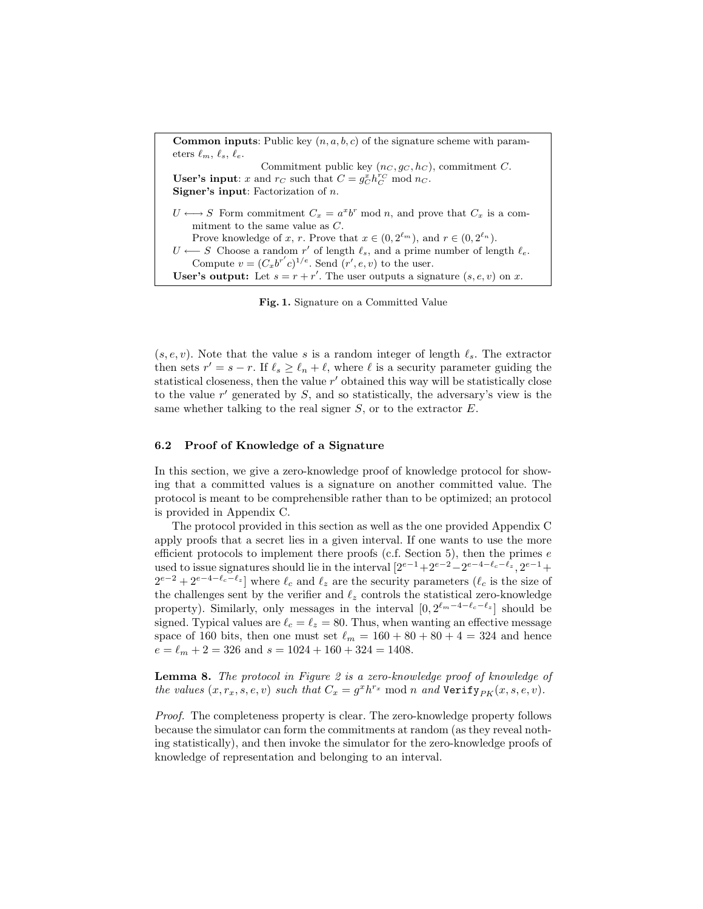**Common inputs**: Public key $(n, a, b, c)$ of the signature scheme with parameters $\ell_m$, $\ell_s$, $\ell_e$.

Commitment public key $(n_C, g_C, h_C)$, commitment $C$.

**User's input**: $x$ and $r_C$ such that $C = g_C^x h_C^{r_C} \bmod n_C$.

**Signer's input**: Factorization of $n$.

$U \longleftrightarrow S$ Form commitment $C_x = a^x b^r \bmod n$, and prove that $C_x$ is a commitment to the same value as $C$.

Prove knowledge of $x$, $r$. Prove that $x \in (0, 2^{\ell_m})$, and $r \in (0, 2^{\ell_n})$.

$U \longleftarrow S$ Choose a random $r'$ of length $\ell_s$, and a prime number of length $\ell_e$.

Compute $v = (C_x b^{r'} c)^{1/e}$. Send $(r', e, v)$ to the user.

**User's output:** Let $s = r + r'$. The user outputs a signature $(s, e, v)$ on $x$.

**Fig. 1.** Signature on a Committed Value

$(s, e, v)$. Note that the value $s$ is a random integer of length $\ell_s$. The extractor then sets $r' = s - r$. If $\ell_s \geq \ell_n + \ell$, where $\ell$ is a security parameter guiding the statistical closeness, then the value $r'$ obtained this way will be statistically close to the value $r'$ generated by $S$, and so statistically, the adversary's view is the same whether talking to the real signer $S$, or to the extractor $E$.

### 6.2 Proof of Knowledge of a Signature

In this section, we give a zero-knowledge proof of knowledge protocol for showing that a committed values is a signature on another committed value. The protocol is meant to be comprehensible rather than to be optimized; an protocol is provided in Appendix C.

The protocol provided in this section as well as the one provided Appendix C apply proofs that a secret lies in a given interval. If one wants to use the more efficient protocols to implement there proofs (c.f. Section 5), then the primes $e$ used to issue signatures should lie in the interval $[2^{e-1}+2^{e-2}-2^{e-4-\ell_c-\ell_z}, 2^{e-1}+2^{e-2}+2^{e-4-\ell_c-\ell_z}]$ where $\ell_c$ and $\ell_z$ are the security parameters ($\ell_c$ is the size of the challenges sent by the verifier and $\ell_z$ controls the statistical zero-knowledge property). Similarly, only messages in the interval $[0, 2^{\ell_m-4-\ell_c-\ell_z}]$ should be signed. Typical values are $\ell_c = \ell_z = 80$. Thus, when wanting an effective message space of 160 bits, then one must set $\ell_m = 160 + 80 + 80 + 4 = 324$ and hence $e = \ell_m + 2 = 326$ and $s = 1024 + 160 + 324 = 1408$.

**Lemma 8.** *The protocol in Figure 2 is a zero-knowledge proof of knowledge of the values $(x, r_x, s, e, v)$ such that $C_x = g^x h^{r_x} \bmod n$ and $\texttt{Verify}_{PK}(x, s, e, v)$.*

*Proof.* The completeness property is clear. The zero-knowledge property follows because the simulator can form the commitments at random (as they reveal nothing statistically), and then invoke the simulator for the zero-knowledge proofs of knowledge of representation and belonging to an interval.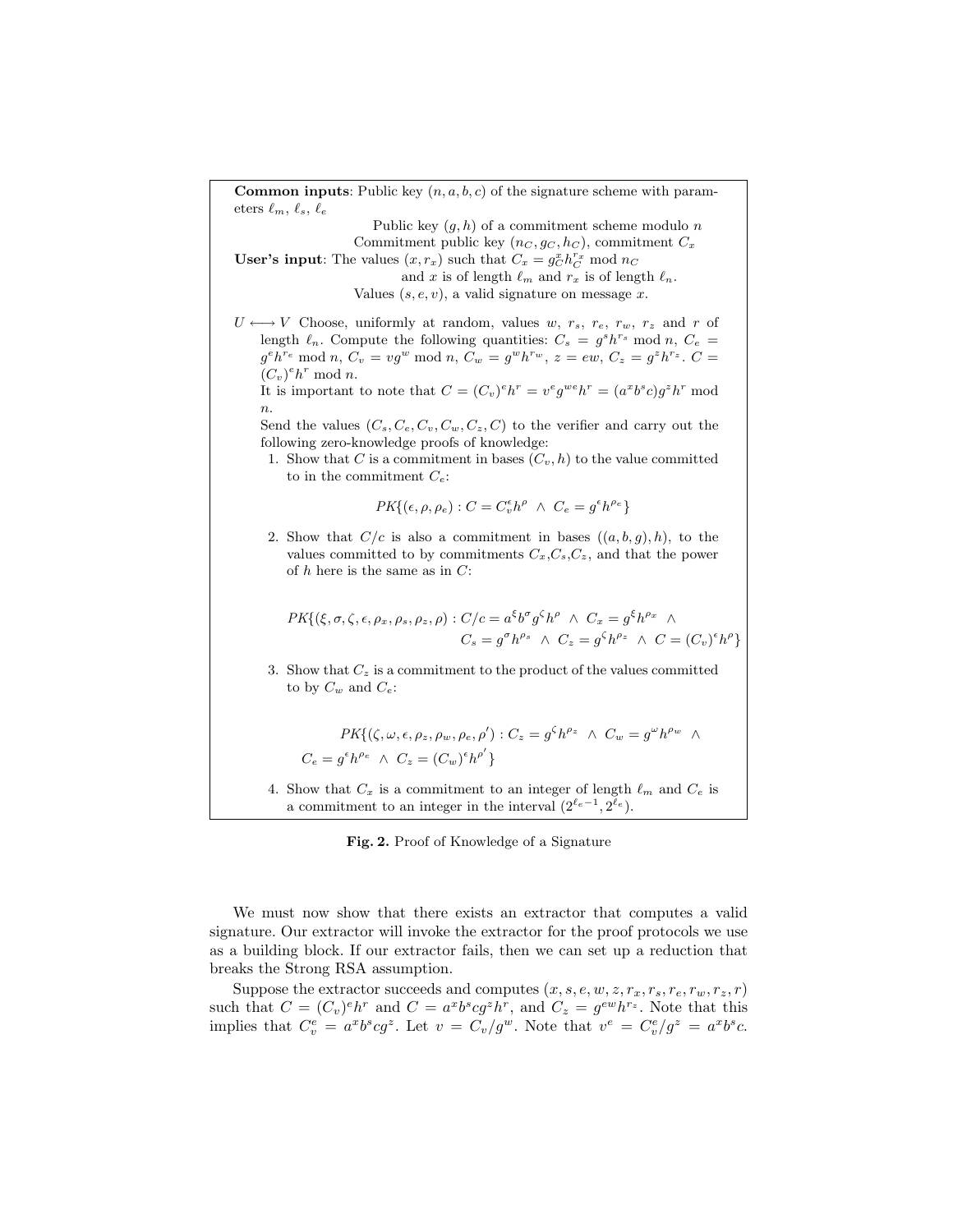**Common inputs**: Public key $(n, a, b, c)$ of the signature scheme with parameters $\ell_m$, $\ell_s$, $\ell_e$

Public key $(g, h)$ of a commitment scheme modulo $n$

Commitment public key $(n_C, g_C, h_C)$, commitment $C_x$

**User's input**: The values $(x, r_x)$ such that $C_x = g_C^x h_C^{r_x} \bmod n_C$ and $x$ is of length $\ell_m$ and $r_x$ is of length $\ell_n$.

Values $(s, e, v)$, a valid signature on message $x$.

$U \longleftrightarrow V$ Choose, uniformly at random, values $w$, $r_s$, $r_e$, $r_w$, $r_z$ and $r$ of length $\ell_n$. Compute the following quantities: $C_s = g^s h^{r_s} \bmod n$, $C_e = g^e h^{r_e} \bmod n$, $C_v = v g^w \bmod n$, $C_w = g^w h^{r_w}$, $z = ew$, $C_z = g^z h^{r_z}$. $C = (C_v)^e h^r \bmod n$.

It is important to note that $C = (C_v)^e h^r = v^e g^{we} h^r = (a^x b^s c) g^z h^r \bmod n$.

Send the values $(C_s, C_e, C_v, C_w, C_z, C)$ to the verifier and carry out the following zero-knowledge proofs of knowledge:

1. Show that $C$ is a commitment in bases $(C_v, h)$ to the value committed to in the commitment $C_e$:

$$PK\{(\epsilon, \rho, \rho_e) : C = C_v^\epsilon h^\rho \ \wedge\ C_e = g^\epsilon h^{\rho_e}\}$$

2. Show that $C/c$ is also a commitment in bases $((a, b, g), h)$, to the values committed to by commitments $C_x$,$C_s$,$C_z$, and that the power of $h$ here is the same as in $C$:

$$PK\{(\xi, \sigma, \zeta, \epsilon, \rho_x, \rho_s, \rho_z, \rho) : C/c = a^\xi b^\sigma g^\zeta h^\rho \ \wedge\ C_x = g^\xi h^{\rho_x} \ \wedge \\ C_s = g^\sigma h^{\rho_s} \ \wedge\ C_z = g^\zeta h^{\rho_z} \ \wedge\ C = (C_v)^\epsilon h^\rho\}$$

3. Show that $C_z$ is a commitment to the product of the values committed to by $C_w$ and $C_e$:

$$PK\{(\zeta, \omega, \epsilon, \rho_z, \rho_w, \rho_e, \rho') : C_z = g^\zeta h^{\rho_z} \ \wedge\ C_w = g^\omega h^{\rho_w} \ \wedge \\ C_e = g^\epsilon h^{\rho_e} \ \wedge\ C_z = (C_w)^\epsilon h^{\rho'}\}$$

4. Show that $C_x$ is a commitment to an integer of length $\ell_m$ and $C_e$ is a commitment to an integer in the interval $(2^{\ell_e - 1}, 2^{\ell_e})$.

**Fig. 2.** Proof of Knowledge of a Signature

We must now show that there exists an extractor that computes a valid signature. Our extractor will invoke the extractor for the proof protocols we use as a building block. If our extractor fails, then we can set up a reduction that breaks the Strong RSA assumption.

Suppose the extractor succeeds and computes $(x, s, e, w, z, r_x, r_s, r_e, r_w, r_z, r)$ such that $C = (C_v)^e h^r$ and $C = a^x b^s c g^z h^r$, and $C_z = g^{ew} h^{r_z}$. Note that this implies that $C_v^e = a^x b^s c g^z$. Let $v = C_v / g^w$. Note that $v^e = C_v^e / g^z = a^x b^s c$.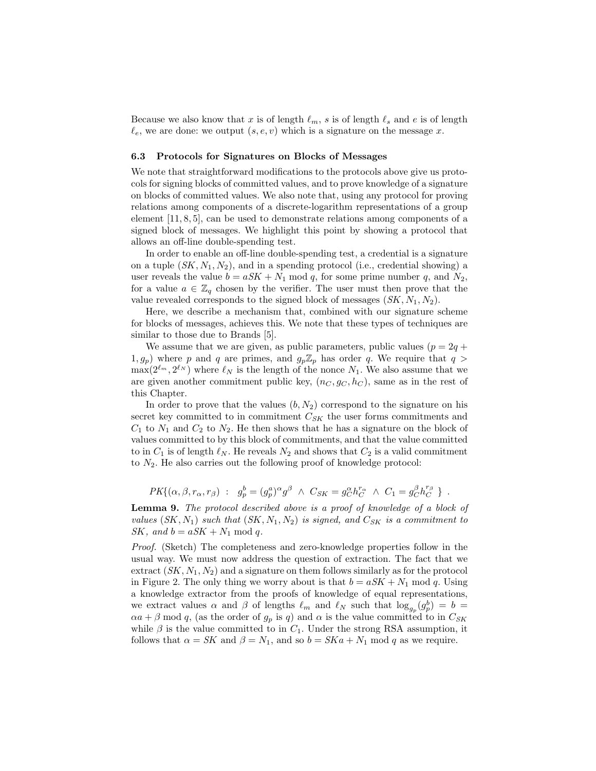Because we also know that $x$ is of length $\ell_m$, $s$ is of length $\ell_s$ and $e$ is of length $\ell_e$, we are done: we output $(s, e, v)$ which is a signature on the message $x$.

### 6.3 Protocols for Signatures on Blocks of Messages

We note that straightforward modifications to the protocols above give us protocols for signing blocks of committed values, and to prove knowledge of a signature on blocks of committed values. We also note that, using any protocol for proving relations among components of a discrete-logarithm representations of a group element [11, 8, 5], can be used to demonstrate relations among components of a signed block of messages. We highlight this point by showing a protocol that allows an off-line double-spending test.

In order to enable an off-line double-spending test, a credential is a signature on a tuple $(SK, N_1, N_2)$, and in a spending protocol (i.e., credential showing) a user reveals the value $b = aSK + N_1 \bmod q$, for some prime number $q$, and $N_2$, for a value $a \in \mathbb{Z}_q$ chosen by the verifier. The user must then prove that the value revealed corresponds to the signed block of messages $(SK, N_1, N_2)$.

Here, we describe a mechanism that, combined with our signature scheme for blocks of messages, achieves this. We note that these types of techniques are similar to those due to Brands [5].

We assume that we are given, as public parameters, public values $(p = 2q + 1, g_p)$ where $p$ and $q$ are primes, and $g_p\mathbb{Z}_p$ has order $q$. We require that $q > \max(2^{\ell_m}, 2^{\ell_N})$ where $\ell_N$ is the length of the nonce $N_1$. We also assume that we are given another commitment public key, $(n_C, g_C, h_C)$, same as in the rest of this Chapter.

In order to prove that the values $(b, N_2)$ correspond to the signature on his secret key committed to in commitment $C_{SK}$ the user forms commitments and $C_1$ to $N_1$ and $C_2$ to $N_2$. He then shows that he has a signature on the block of values committed to by this block of commitments, and that the value committed to in $C_1$ is of length $\ell_N$. He reveals $N_2$ and shows that $C_2$ is a valid commitment to $N_2$. He also carries out the following proof of knowledge protocol:

$$PK\{(\alpha, \beta, r_\alpha, r_\beta) \ : \ g_p^b = (g_p^a)^\alpha g^\beta \ \wedge \ C_{SK} = g_C^\alpha h_C^{r_\alpha} \ \wedge \ C_1 = g_C^\beta h_C^{r_\beta} \ \} \ .$$

**Lemma 9.** *The protocol described above is a proof of knowledge of a block of values $(SK, N_1)$ such that $(SK, N_1, N_2)$ is signed, and $C_{SK}$ is a commitment to $SK$, and $b = aSK + N_1 \bmod q$.*

*Proof.* (Sketch) The completeness and zero-knowledge properties follow in the usual way. We must now address the question of extraction. The fact that we extract $(SK, N_1, N_2)$ and a signature on them follows similarly as for the protocol in Figure 2. The only thing we worry about is that $b = aSK + N_1 \bmod q$. Using a knowledge extractor from the proofs of knowledge of equal representations, we extract values $\alpha$ and $\beta$ of lengths $\ell_m$ and $\ell_N$ such that $\log_{g_p}(g_p^b) = b = \alpha a + \beta \bmod q$, (as the order of $g_p$ is $q$) and $\alpha$ is the value committed to in $C_{SK}$ while $\beta$ is the value committed to in $C_1$. Under the strong RSA assumption, it follows that $\alpha = SK$ and $\beta = N_1$, and so $b = SKa + N_1 \bmod q$ as we require.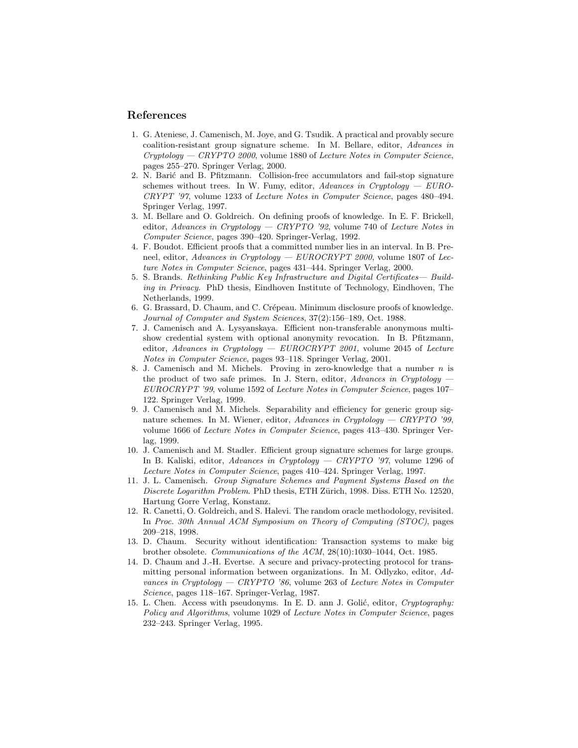## References

1. G. Ateniese, J. Camenisch, M. Joye, and G. Tsudik. A practical and provably secure coalition-resistant group signature scheme. In M. Bellare, editor, *Advances in Cryptology — CRYPTO 2000*, volume 1880 of *Lecture Notes in Computer Science*, pages 255–270. Springer Verlag, 2000.
2. N. Barić and B. Pfitzmann. Collision-free accumulators and fail-stop signature schemes without trees. In W. Fumy, editor, *Advances in Cryptology — EUROCRYPT '97*, volume 1233 of *Lecture Notes in Computer Science*, pages 480–494. Springer Verlag, 1997.
3. M. Bellare and O. Goldreich. On defining proofs of knowledge. In E. F. Brickell, editor, *Advances in Cryptology — CRYPTO '92*, volume 740 of *Lecture Notes in Computer Science*, pages 390–420. Springer-Verlag, 1992.
4. F. Boudot. Efficient proofs that a committed number lies in an interval. In B. Preneel, editor, *Advances in Cryptology — EUROCRYPT 2000*, volume 1807 of *Lecture Notes in Computer Science*, pages 431–444. Springer Verlag, 2000.
5. S. Brands. *Rethinking Public Key Infrastructure and Digital Certificates— Building in Privacy.* PhD thesis, Eindhoven Institute of Technology, Eindhoven, The Netherlands, 1999.
6. G. Brassard, D. Chaum, and C. Crépeau. Minimum disclosure proofs of knowledge. *Journal of Computer and System Sciences*, 37(2):156–189, Oct. 1988.
7. J. Camenisch and A. Lysyanskaya. Efficient non-transferable anonymous multi-show credential system with optional anonymity revocation. In B. Pfitzmann, editor, *Advances in Cryptology — EUROCRYPT 2001*, volume 2045 of *Lecture Notes in Computer Science*, pages 93–118. Springer Verlag, 2001.
8. J. Camenisch and M. Michels. Proving in zero-knowledge that a number $n$ is the product of two safe primes. In J. Stern, editor, *Advances in Cryptology — EUROCRYPT '99*, volume 1592 of *Lecture Notes in Computer Science*, pages 107–122. Springer Verlag, 1999.
9. J. Camenisch and M. Michels. Separability and efficiency for generic group signature schemes. In M. Wiener, editor, *Advances in Cryptology — CRYPTO '99*, volume 1666 of *Lecture Notes in Computer Science*, pages 413–430. Springer Verlag, 1999.
10. J. Camenisch and M. Stadler. Efficient group signature schemes for large groups. In B. Kaliski, editor, *Advances in Cryptology — CRYPTO '97*, volume 1296 of *Lecture Notes in Computer Science*, pages 410–424. Springer Verlag, 1997.
11. J. L. Camenisch. *Group Signature Schemes and Payment Systems Based on the Discrete Logarithm Problem.* PhD thesis, ETH Zürich, 1998. Diss. ETH No. 12520, Hartung Gorre Verlag, Konstanz.
12. R. Canetti, O. Goldreich, and S. Halevi. The random oracle methodology, revisited. In *Proc. 30th Annual ACM Symposium on Theory of Computing (STOC)*, pages 209–218, 1998.
13. D. Chaum. Security without identification: Transaction systems to make big brother obsolete. *Communications of the ACM*, 28(10):1030–1044, Oct. 1985.
14. D. Chaum and J.-H. Evertse. A secure and privacy-protecting protocol for transmitting personal information between organizations. In M. Odlyzko, editor, *Advances in Cryptology — CRYPTO '86*, volume 263 of *Lecture Notes in Computer Science*, pages 118–167. Springer-Verlag, 1987.
15. L. Chen. Access with pseudonyms. In E. D. ann J. Golić, editor, *Cryptography: Policy and Algorithms*, volume 1029 of *Lecture Notes in Computer Science*, pages 232–243. Springer Verlag, 1995.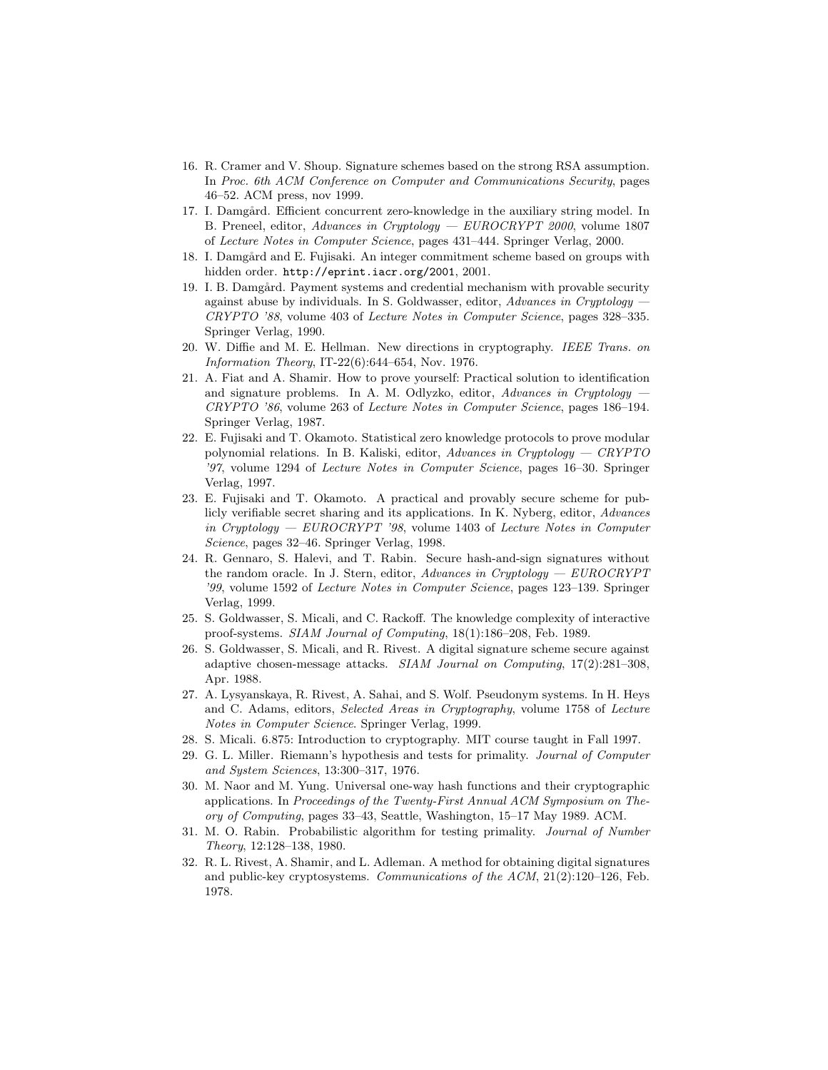16. R. Cramer and V. Shoup. Signature schemes based on the strong RSA assumption. In *Proc. 6th ACM Conference on Computer and Communications Security*, pages 46–52. ACM press, nov 1999.
17. I. Damgård. Efficient concurrent zero-knowledge in the auxiliary string model. In B. Preneel, editor, *Advances in Cryptology — EUROCRYPT 2000*, volume 1807 of *Lecture Notes in Computer Science*, pages 431–444. Springer Verlag, 2000.
18. I. Damgård and E. Fujisaki. An integer commitment scheme based on groups with hidden order. `http://eprint.iacr.org/2001`, 2001.
19. I. B. Damgård. Payment systems and credential mechanism with provable security against abuse by individuals. In S. Goldwasser, editor, *Advances in Cryptology — CRYPTO '88*, volume 403 of *Lecture Notes in Computer Science*, pages 328–335. Springer Verlag, 1990.
20. W. Diffie and M. E. Hellman. New directions in cryptography. *IEEE Trans. on Information Theory*, IT-22(6):644–654, Nov. 1976.
21. A. Fiat and A. Shamir. How to prove yourself: Practical solution to identification and signature problems. In A. M. Odlyzko, editor, *Advances in Cryptology — CRYPTO '86*, volume 263 of *Lecture Notes in Computer Science*, pages 186–194. Springer Verlag, 1987.
22. E. Fujisaki and T. Okamoto. Statistical zero knowledge protocols to prove modular polynomial relations. In B. Kaliski, editor, *Advances in Cryptology — CRYPTO '97*, volume 1294 of *Lecture Notes in Computer Science*, pages 16–30. Springer Verlag, 1997.
23. E. Fujisaki and T. Okamoto. A practical and provably secure scheme for publicly verifiable secret sharing and its applications. In K. Nyberg, editor, *Advances in Cryptology — EUROCRYPT '98*, volume 1403 of *Lecture Notes in Computer Science*, pages 32–46. Springer Verlag, 1998.
24. R. Gennaro, S. Halevi, and T. Rabin. Secure hash-and-sign signatures without the random oracle. In J. Stern, editor, *Advances in Cryptology — EUROCRYPT '99*, volume 1592 of *Lecture Notes in Computer Science*, pages 123–139. Springer Verlag, 1999.
25. S. Goldwasser, S. Micali, and C. Rackoff. The knowledge complexity of interactive proof-systems. *SIAM Journal of Computing*, 18(1):186–208, Feb. 1989.
26. S. Goldwasser, S. Micali, and R. Rivest. A digital signature scheme secure against adaptive chosen-message attacks. *SIAM Journal on Computing*, 17(2):281–308, Apr. 1988.
27. A. Lysyanskaya, R. Rivest, A. Sahai, and S. Wolf. Pseudonym systems. In H. Heys and C. Adams, editors, *Selected Areas in Cryptography*, volume 1758 of *Lecture Notes in Computer Science*. Springer Verlag, 1999.
28. S. Micali. 6.875: Introduction to cryptography. MIT course taught in Fall 1997.
29. G. L. Miller. Riemann's hypothesis and tests for primality. *Journal of Computer and System Sciences*, 13:300–317, 1976.
30. M. Naor and M. Yung. Universal one-way hash functions and their cryptographic applications. In *Proceedings of the Twenty-First Annual ACM Symposium on Theory of Computing*, pages 33–43, Seattle, Washington, 15–17 May 1989. ACM.
31. M. O. Rabin. Probabilistic algorithm for testing primality. *Journal of Number Theory*, 12:128–138, 1980.
32. R. L. Rivest, A. Shamir, and L. Adleman. A method for obtaining digital signatures and public-key cryptosystems. *Communications of the ACM*, 21(2):120–126, Feb. 1978.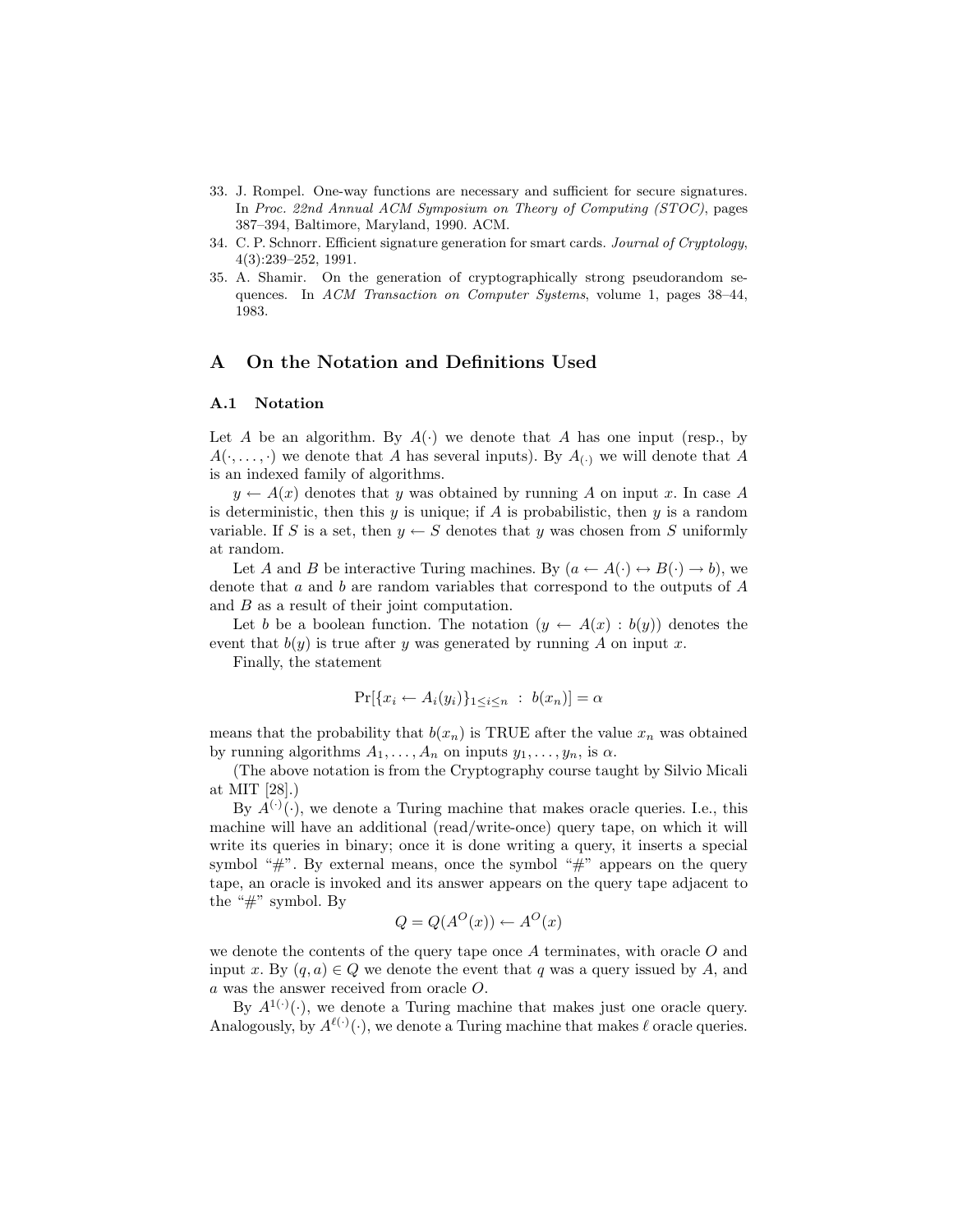33. J. Rompel. One-way functions are necessary and sufficient for secure signatures. In *Proc. 22nd Annual ACM Symposium on Theory of Computing (STOC)*, pages 387–394, Baltimore, Maryland, 1990. ACM.
34. C. P. Schnorr. Efficient signature generation for smart cards. *Journal of Cryptology*, 4(3):239–252, 1991.
35. A. Shamir. On the generation of cryptographically strong pseudorandom sequences. In *ACM Transaction on Computer Systems*, volume 1, pages 38–44, 1983.

# A On the Notation and Definitions Used

## A.1 Notation

Let $A$ be an algorithm. By $A(\cdot)$ we denote that $A$ has one input (resp., by $A(\cdot,\ldots,\cdot)$ we denote that $A$ has several inputs). By $A_{(\cdot)}$ we will denote that $A$ is an indexed family of algorithms.

$y \leftarrow A(x)$ denotes that $y$ was obtained by running $A$ on input $x$. In case $A$ is deterministic, then this $y$ is unique; if $A$ is probabilistic, then $y$ is a random variable. If $S$ is a set, then $y \leftarrow S$ denotes that $y$ was chosen from $S$ uniformly at random.

Let $A$ and $B$ be interactive Turing machines. By $(a \leftarrow A(\cdot) \leftrightarrow B(\cdot) \rightarrow b)$, we denote that $a$ and $b$ are random variables that correspond to the outputs of $A$ and $B$ as a result of their joint computation.

Let $b$ be a boolean function. The notation $(y \leftarrow A(x) : b(y))$ denotes the event that $b(y)$ is true after $y$ was generated by running $A$ on input $x$.

Finally, the statement

$$\Pr[\{x_i \leftarrow A_i(y_i)\}_{1 \le i \le n} \ : \ b(x_n)] = \alpha$$

means that the probability that $b(x_n)$ is TRUE after the value $x_n$ was obtained by running algorithms $A_1, \ldots, A_n$ on inputs $y_1, \ldots, y_n$, is $\alpha$.

(The above notation is from the Cryptography course taught by Silvio Micali at MIT [28].)

By $A^{(\cdot)}(\cdot)$, we denote a Turing machine that makes oracle queries. I.e., this machine will have an additional (read/write-once) query tape, on which it will write its queries in binary; once it is done writing a query, it inserts a special symbol "#". By external means, once the symbol "#" appears on the query tape, an oracle is invoked and its answer appears on the query tape adjacent to the "#" symbol. By

$$Q = Q(A^O(x)) \leftarrow A^O(x)$$

we denote the contents of the query tape once $A$ terminates, with oracle $O$ and input $x$. By $(q, a) \in Q$ we denote the event that $q$ was a query issued by $A$, and $a$ was the answer received from oracle $O$.

By $A^{1(\cdot)}(\cdot)$, we denote a Turing machine that makes just one oracle query. Analogously, by $A^{\ell(\cdot)}(\cdot)$, we denote a Turing machine that makes $\ell$ oracle queries.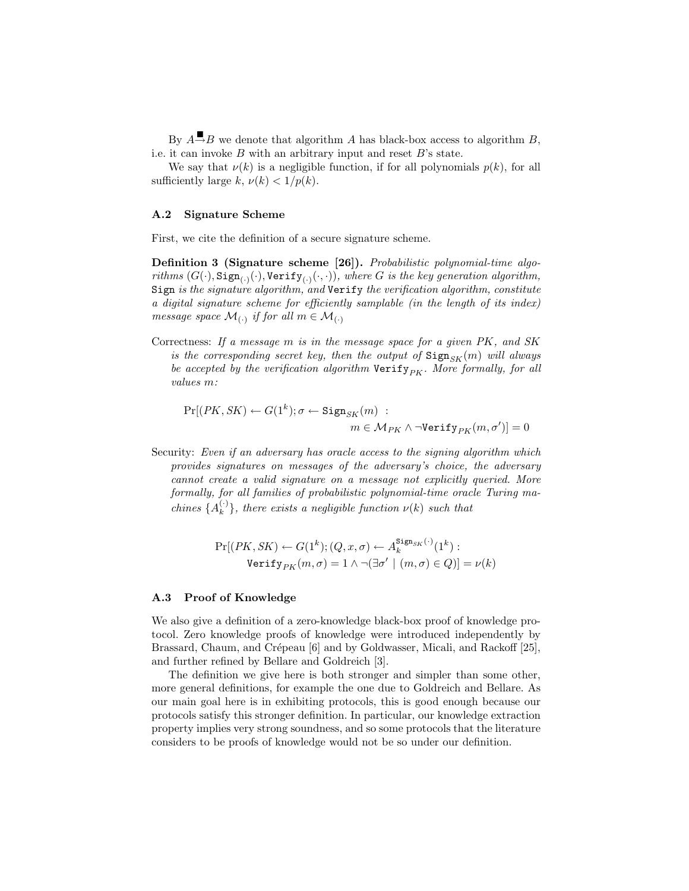By $A \xrightarrow{\blacksquare} B$ we denote that algorithm $A$ has black-box access to algorithm $B$, i.e. it can invoke $B$ with an arbitrary input and reset $B$'s state.

We say that $\nu(k)$ is a negligible function, if for all polynomials $p(k)$, for all sufficiently large $k$, $\nu(k) < 1/p(k)$.

### A.2 Signature Scheme

First, we cite the definition of a secure signature scheme.

**Definition 3 (Signature scheme [26]).** *Probabilistic polynomial-time algorithms* $(G(\cdot), \texttt{Sign}_{(\cdot)}(\cdot), \texttt{Verify}_{(\cdot)}(\cdot,\cdot))$*, where* $G$ *is the key generation algorithm,* $\texttt{Sign}$ *is the signature algorithm, and* $\texttt{Verify}$ *the verification algorithm, constitute a digital signature scheme for efficiently samplable (in the length of its index) message space* $\mathcal{M}_{(\cdot)}$ *if for all* $m \in \mathcal{M}_{(\cdot)}$

Correctness: *If a message* $m$ *is in the message space for a given* $PK$*, and* $SK$ *is the corresponding secret key, then the output of* $\texttt{Sign}_{SK}(m)$ *will always be accepted by the verification algorithm* $\texttt{Verify}_{PK}$*. More formally, for all values* $m$*:*

$$\Pr[(PK, SK) \leftarrow G(1^k); \sigma \leftarrow \texttt{Sign}_{SK}(m) \; : \; m \in \mathcal{M}_{PK} \wedge \neg\texttt{Verify}_{PK}(m, \sigma')] = 0$$

Security: *Even if an adversary has oracle access to the signing algorithm which provides signatures on messages of the adversary's choice, the adversary cannot create a valid signature on a message not explicitly queried. More formally, for all families of probabilistic polynomial-time oracle Turing machines* $\{A_k^{(\cdot)}\}$*, there exists a negligible function* $\nu(k)$ *such that*

$$\Pr[(PK, SK) \leftarrow G(1^k); (Q, x, \sigma) \leftarrow A_k^{\texttt{Sign}_{SK}(\cdot)}(1^k) : \texttt{Verify}_{PK}(m, \sigma) = 1 \wedge \neg(\exists \sigma' \mid (m, \sigma) \in Q)] = \nu(k)$$

### A.3 Proof of Knowledge

We also give a definition of a zero-knowledge black-box proof of knowledge protocol. Zero knowledge proofs of knowledge were introduced independently by Brassard, Chaum, and Crépeau [6] and by Goldwasser, Micali, and Rackoff [25], and further refined by Bellare and Goldreich [3].

The definition we give here is both stronger and simpler than some other, more general definitions, for example the one due to Goldreich and Bellare. As our main goal here is in exhibiting protocols, this is good enough because our protocols satisfy this stronger definition. In particular, our knowledge extraction property implies very strong soundness, and so some protocols that the literature considers to be proofs of knowledge would not be so under our definition.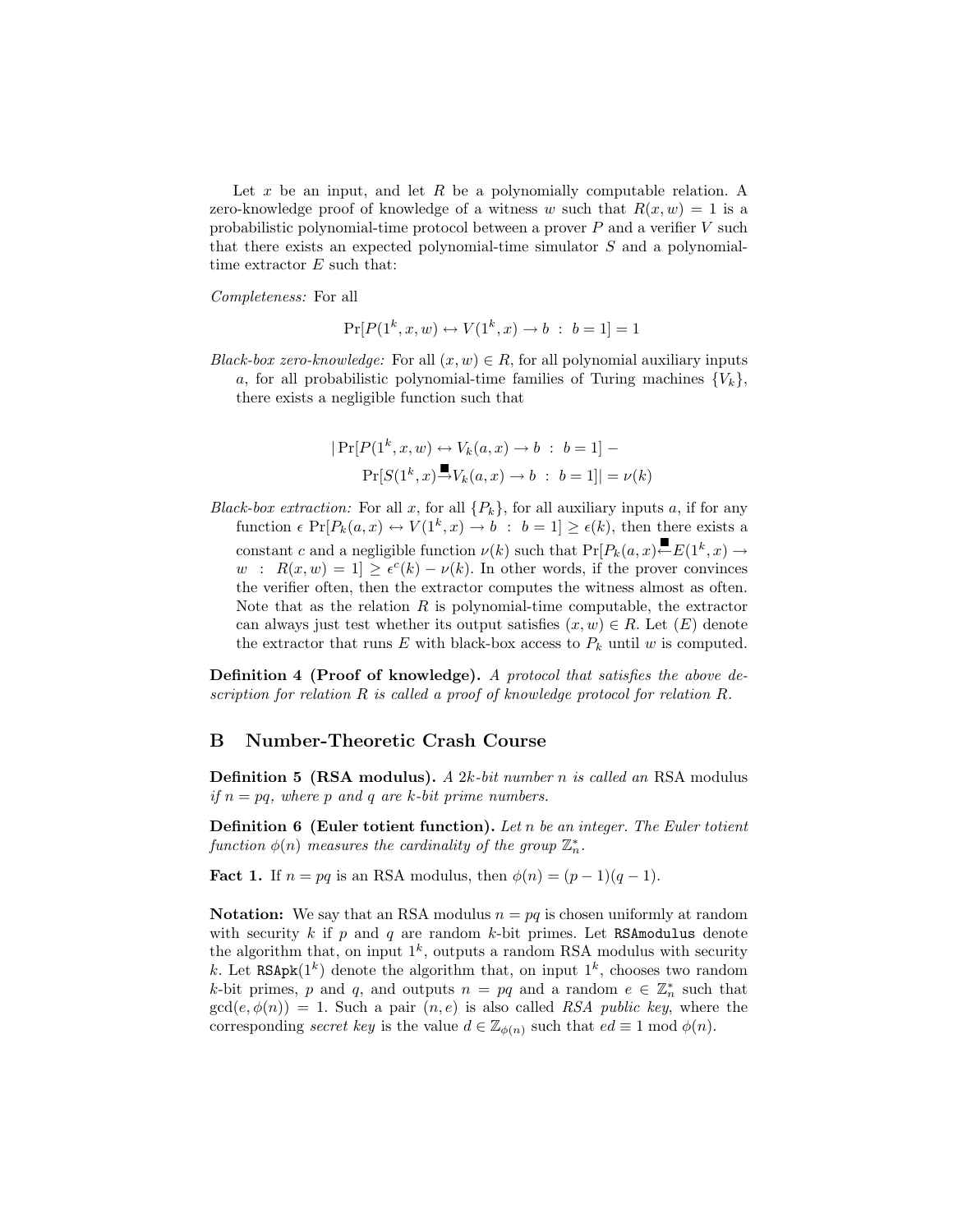Let $x$ be an input, and let $R$ be a polynomially computable relation. A zero-knowledge proof of knowledge of a witness $w$ such that $R(x, w) = 1$ is a probabilistic polynomial-time protocol between a prover $P$ and a verifier $V$ such that there exists an expected polynomial-time simulator $S$ and a polynomial-time extractor $E$ such that:

*Completeness:* For all

$$\Pr[P(1^k, x, w) \leftrightarrow V(1^k, x) \to b \ : \ b = 1] = 1$$

*Black-box zero-knowledge:* For all $(x, w) \in R$, for all polynomial auxiliary inputs $a$, for all probabilistic polynomial-time families of Turing machines $\{V_k\}$, there exists a negligible function such that

$$|\Pr[P(1^k, x, w) \leftrightarrow V_k(a, x) \to b \ : \ b = 1] - \Pr[S(1^k, x) \xrightarrow{\blacksquare} V_k(a, x) \to b \ : \ b = 1]| = \nu(k)$$

*Black-box extraction:* For all $x$, for all $\{P_k\}$, for all auxiliary inputs $a$, if for any function $\epsilon$ $\Pr[P_k(a, x) \leftrightarrow V(1^k, x) \to b \ : \ b = 1] \geq \epsilon(k)$, then there exists a constant $c$ and a negligible function $\nu(k)$ such that $\Pr[P_k(a, x) \xleftarrow{\blacksquare} E(1^k, x) \to w \ : \ R(x, w) = 1] \geq \epsilon^c(k) - \nu(k)$. In other words, if the prover convinces the verifier often, then the extractor computes the witness almost as often. Note that as the relation $R$ is polynomial-time computable, the extractor can always just test whether its output satisfies $(x, w) \in R$. Let $(E)$ denote the extractor that runs $E$ with black-box access to $P_k$ until $w$ is computed.

**Definition 4 (Proof of knowledge).** *A protocol that satisfies the above description for relation $R$ is called a proof of knowledge protocol for relation $R$.*

## B Number-Theoretic Crash Course

**Definition 5 (RSA modulus).** *A $2k$-bit number $n$ is called an* RSA modulus *if $n = pq$, where $p$ and $q$ are $k$-bit prime numbers.*

**Definition 6 (Euler totient function).** *Let $n$ be an integer. The Euler totient function $\phi(n)$ measures the cardinality of the group $\mathbb{Z}_n^*$.*

**Fact 1.** If $n = pq$ is an RSA modulus, then $\phi(n) = (p - 1)(q - 1)$.

**Notation:** We say that an RSA modulus $n = pq$ is chosen uniformly at random with security $k$ if $p$ and $q$ are random $k$-bit primes. Let `RSAmodulus` denote the algorithm that, on input $1^k$, outputs a random RSA modulus with security $k$. Let $\texttt{RSApk}(1^k)$ denote the algorithm that, on input $1^k$, chooses two random $k$-bit primes, $p$ and $q$, and outputs $n = pq$ and a random $e \in \mathbb{Z}_n^*$ such that $\gcd(e, \phi(n)) = 1$. Such a pair $(n, e)$ is also called *RSA public key*, where the corresponding *secret key* is the value $d \in \mathbb{Z}_{\phi(n)}$ such that $ed \equiv 1 \bmod \phi(n)$.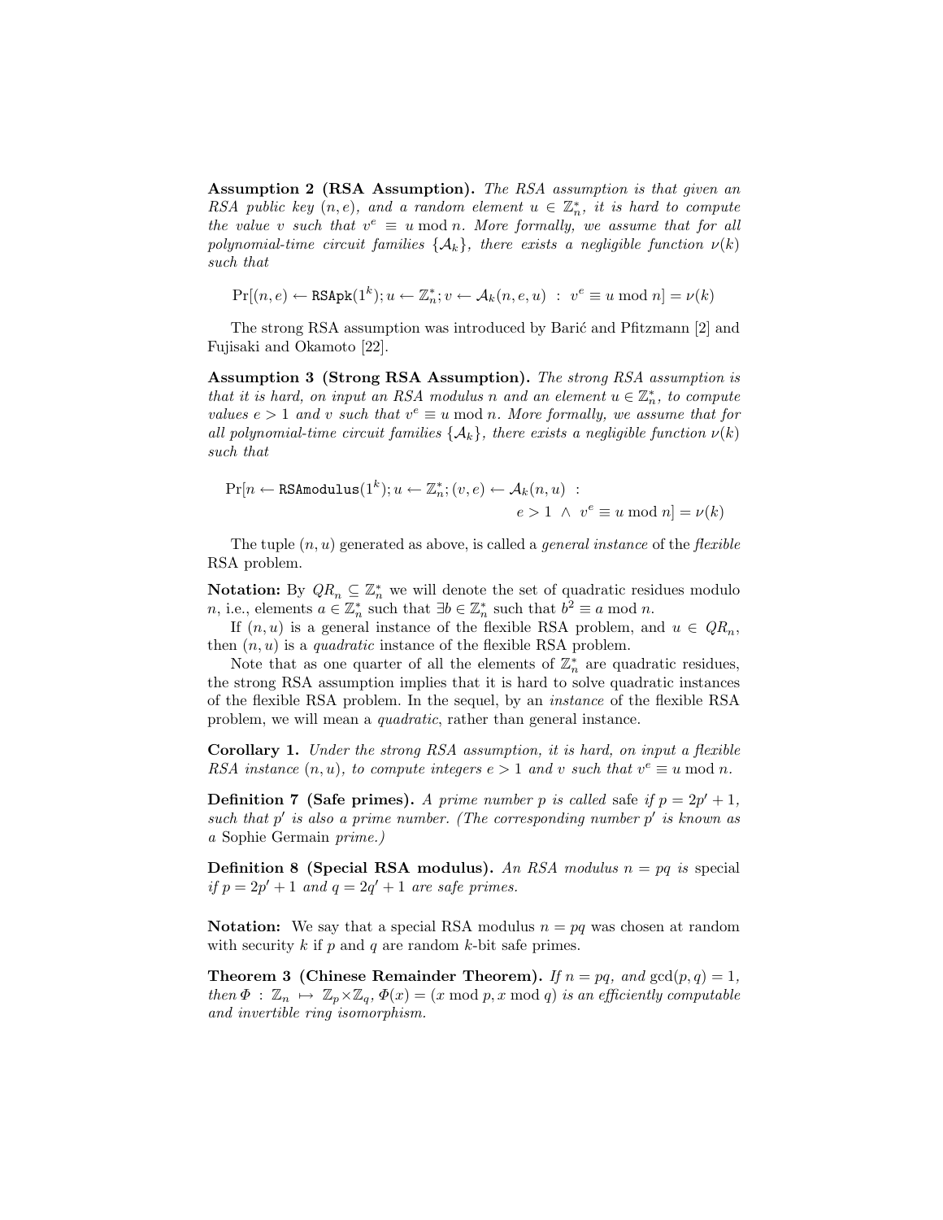**Assumption 2 (RSA Assumption).** *The RSA assumption is that given an RSA public key $(n, e)$, and a random element $u \in \mathbb{Z}_n^*$, it is hard to compute the value $v$ such that $v^e \equiv u \bmod n$. More formally, we assume that for all polynomial-time circuit families $\{\mathcal{A}_k\}$, there exists a negligible function $\nu(k)$ such that*

$$\Pr[(n, e) \leftarrow \texttt{RSApk}(1^k); u \leftarrow \mathbb{Z}_n^*; v \leftarrow \mathcal{A}_k(n, e, u) \ : \ v^e \equiv u \bmod n] = \nu(k)$$

The strong RSA assumption was introduced by Barić and Pfitzmann [2] and Fujisaki and Okamoto [22].

**Assumption 3 (Strong RSA Assumption).** *The strong RSA assumption is that it is hard, on input an RSA modulus $n$ and an element $u \in \mathbb{Z}_n^*$, to compute values $e > 1$ and $v$ such that $v^e \equiv u \bmod n$. More formally, we assume that for all polynomial-time circuit families $\{\mathcal{A}_k\}$, there exists a negligible function $\nu(k)$ such that*

$$\Pr[n \leftarrow \texttt{RSAmodulus}(1^k); u \leftarrow \mathbb{Z}_n^*; (v, e) \leftarrow \mathcal{A}_k(n, u) \ : \\ e > 1 \ \wedge \ v^e \equiv u \bmod n] = \nu(k)$$

The tuple $(n, u)$ generated as above, is called a *general instance* of the *flexible* RSA problem.

**Notation:** By $QR_n \subseteq \mathbb{Z}_n^*$ we will denote the set of quadratic residues modulo $n$, i.e., elements $a \in \mathbb{Z}_n^*$ such that $\exists b \in \mathbb{Z}_n^*$ such that $b^2 \equiv a \bmod n$.

If $(n, u)$ is a general instance of the flexible RSA problem, and $u \in QR_n$, then $(n, u)$ is a *quadratic* instance of the flexible RSA problem.

Note that as one quarter of all the elements of $\mathbb{Z}_n^*$ are quadratic residues, the strong RSA assumption implies that it is hard to solve quadratic instances of the flexible RSA problem. In the sequel, by an *instance* of the flexible RSA problem, we will mean a *quadratic*, rather than general instance.

**Corollary 1.** *Under the strong RSA assumption, it is hard, on input a flexible RSA instance $(n, u)$, to compute integers $e > 1$ and $v$ such that $v^e \equiv u \bmod n$.*

**Definition 7 (Safe primes).** *A prime number $p$ is called* safe *if $p = 2p' + 1$, such that $p'$ is also a prime number. (The corresponding number $p'$ is known as a* Sophie Germain *prime.)*

**Definition 8 (Special RSA modulus).** *An RSA modulus $n = pq$ is* special *if $p = 2p' + 1$ and $q = 2q' + 1$ are safe primes.*

**Notation:** We say that a special RSA modulus $n = pq$ was chosen at random with security $k$ if $p$ and $q$ are random $k$-bit safe primes.

**Theorem 3 (Chinese Remainder Theorem).** *If $n = pq$, and $\gcd(p, q) = 1$, then $\Phi : \mathbb{Z}_n \mapsto \mathbb{Z}_p \times \mathbb{Z}_q$, $\Phi(x) = (x \bmod p, x \bmod q)$ is an efficiently computable and invertible ring isomorphism.*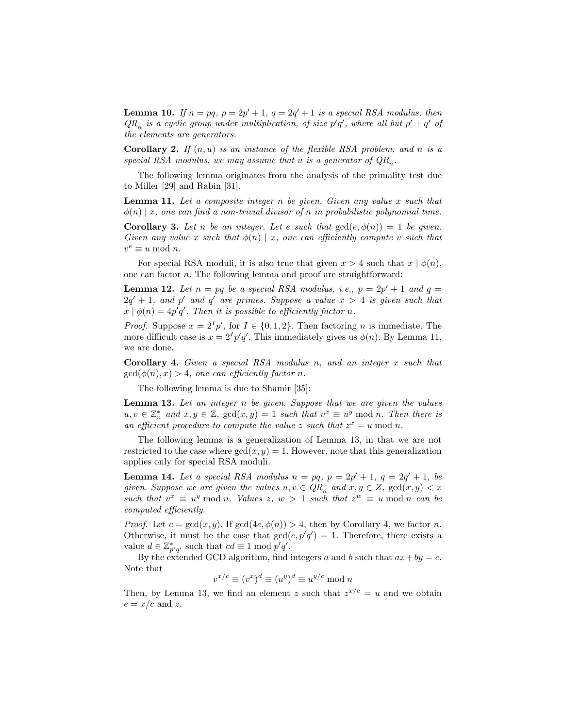**Lemma 10.** *If $n = pq$, $p = 2p' + 1$, $q = 2q' + 1$ is a special RSA modulus, then $QR_n$ is a cyclic group under multiplication, of size $p'q'$, where all but $p' + q'$ of the elements are generators.*

**Corollary 2.** *If $(n, u)$ is an instance of the flexible RSA problem, and $n$ is a special RSA modulus, we may assume that $u$ is a generator of $QR_n$.*

The following lemma originates from the analysis of the primality test due to Miller [29] and Rabin [31].

**Lemma 11.** *Let a composite integer $n$ be given. Given any value $x$ such that $\phi(n) \mid x$, one can find a non-trivial divisor of $n$ in probabilistic polynomial time.*

**Corollary 3.** *Let $n$ be an integer. Let $e$ such that $\gcd(e, \phi(n)) = 1$ be given. Given any value $x$ such that $\phi(n) \mid x$, one can efficiently compute $v$ such that $v^e \equiv u \bmod n$.*

For special RSA moduli, it is also true that given $x > 4$ such that $x \mid \phi(n)$, one can factor $n$. The following lemma and proof are straightforward:

**Lemma 12.** *Let $n = pq$ be a special RSA modulus, i.e., $p = 2p' + 1$ and $q = 2q' + 1$, and $p'$ and $q'$ are primes. Suppose a value $x > 4$ is given such that $x \mid \phi(n) = 4p'q'$. Then it is possible to efficiently factor $n$.*

*Proof.* Suppose $x = 2^I p'$, for $I \in \{0, 1, 2\}$. Then factoring $n$ is immediate. The more difficult case is $x = 2^I p'q'$. This immediately gives us $\phi(n)$. By Lemma 11, we are done.

**Corollary 4.** *Given a special RSA modulus $n$, and an integer $x$ such that $\gcd(\phi(n), x) > 4$, one can efficiently factor $n$.*

The following lemma is due to Shamir [35]:

**Lemma 13.** *Let an integer $n$ be given. Suppose that we are given the values $u, v \in \mathbb{Z}_n^*$ and $x, y \in \mathbb{Z}$, $\gcd(x, y) = 1$ such that $v^x \equiv u^y \bmod n$. Then there is an efficient procedure to compute the value $z$ such that $z^x = u \bmod n$.*

The following lemma is a generalization of Lemma 13, in that we are not restricted to the case where $\gcd(x, y) = 1$. However, note that this generalization applies only for special RSA moduli.

**Lemma 14.** *Let a special RSA modulus $n = pq$, $p = 2p' + 1$, $q = 2q' + 1$, be given. Suppose we are given the values $u, v \in QR_n$ and $x, y \in Z$, $\gcd(x, y) < x$ such that $v^x \equiv u^y \bmod n$. Values $z$, $w > 1$ such that $z^w \equiv u \bmod n$ can be computed efficiently.*

*Proof.* Let $c = \gcd(x, y)$. If $\gcd(4c, \phi(n)) > 4$, then by Corollary 4, we factor $n$. Otherwise, it must be the case that $\gcd(c, p'q') = 1$. Therefore, there exists a value $d \in \mathbb{Z}^*_{p'q'}$ such that $cd \equiv 1 \bmod p'q'$.

By the extended GCD algorithm, find integers $a$ and $b$ such that $ax + by = c$. Note that

$$v^{x/c} \equiv (v^x)^d \equiv (u^y)^d \equiv u^{y/c} \bmod n$$

Then, by Lemma 13, we find an element $z$ such that $z^{x/c} = u$ and we obtain $e = x/c$ and $z$.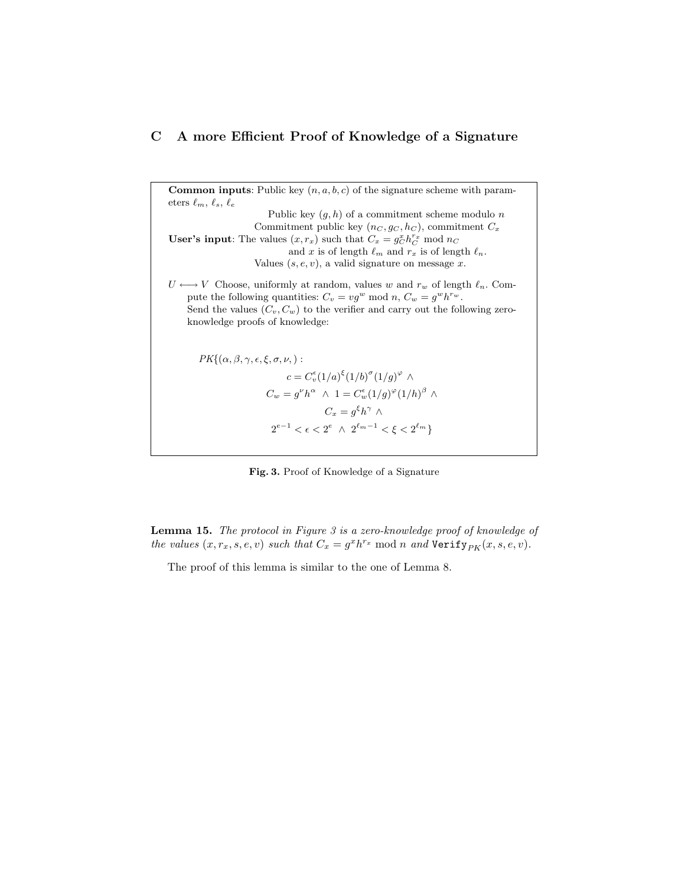## C A more Efficient Proof of Knowledge of a Signature

**Common inputs**: Public key $(n, a, b, c)$ of the signature scheme with parameters $\ell_m$, $\ell_s$, $\ell_e$

Public key $(g, h)$ of a commitment scheme modulo $n$

Commitment public key $(n_C, g_C, h_C)$, commitment $C_x$

**User's input**: The values $(x, r_x)$ such that $C_x = g_C^x h_C^{r_x} \bmod n_C$ and $x$ is of length $\ell_m$ and $r_x$ is of length $\ell_n$.

Values $(s, e, v)$, a valid signature on message $x$.

$U \longleftrightarrow V$ Choose, uniformly at random, values $w$ and $r_w$ of length $\ell_n$. Compute the following quantities: $C_v = vg^w \bmod n$, $C_w = g^w h^{r_w}$.
Send the values $(C_v, C_w)$ to the verifier and carry out the following zero-knowledge proofs of knowledge:

$$
\begin{aligned}
PK\{(\alpha, \beta, \gamma, \epsilon, \xi, \sigma, \nu, ) :& \\
& c = C_v^{\epsilon}(1/a)^{\xi}(1/b)^{\sigma}(1/g)^{\varphi} \wedge \\
& C_w = g^{\nu}h^{\alpha} \ \wedge \ 1 = C_w^{\epsilon}(1/g)^{\varphi}(1/h)^{\beta} \wedge \\
& C_x = g^{\xi}h^{\gamma} \wedge \\
& 2^{e-1} < \epsilon < 2^{e} \ \wedge \ 2^{\ell_m - 1} < \xi < 2^{\ell_m}\}
\end{aligned}
$$

**Fig. 3.** Proof of Knowledge of a Signature

**Lemma 15.** *The protocol in Figure 3 is a zero-knowledge proof of knowledge of the values $(x, r_x, s, e, v)$ such that $C_x = g^x h^{r_x} \bmod n$ and $\mathtt{Verify}_{PK}(x, s, e, v)$.*

The proof of this lemma is similar to the one of Lemma 8.